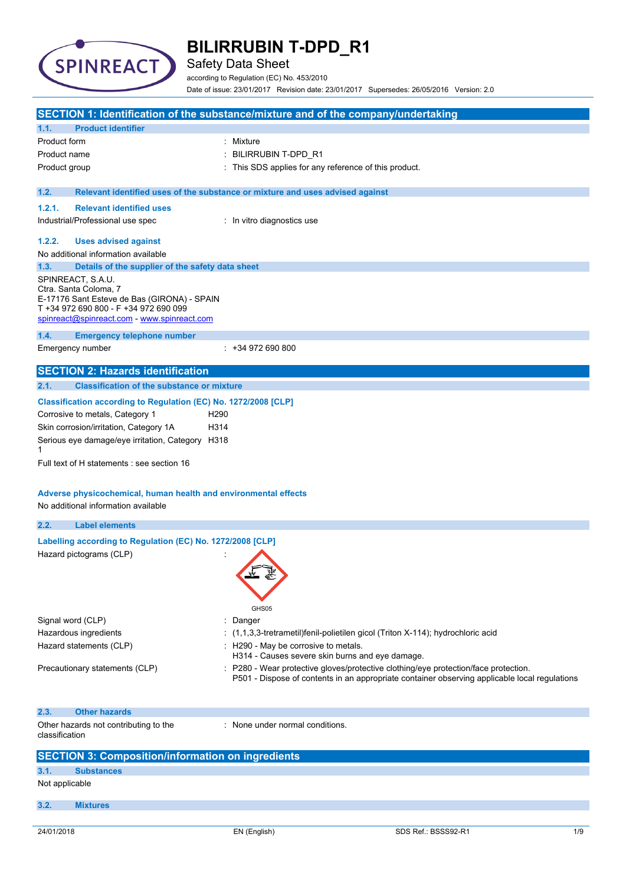# BILIRRUBIN T-DPD_R1

Safety Data Sheet

according to Regulation (EC) No. 453/2010

Date of issue: 23/01/2017 Revision date: 23/01/2017 Supersedes: 26/05/2016 Version: 2.0

## SECTION 1: Identification of the substance/mixture and of the company/undertaking

### 1.1. Product identifier

| | |
|---|---|
| Product form | : Mixture |
| Product name | : BILIRRUBIN T-DPD_R1 |
| Product group | : This SDS applies for any reference of this product. |

### 1.2. Relevant identified uses of the substance or mixture and uses advised against

#### 1.2.1. Relevant identified uses

Industrial/Professional use spec : In vitro diagnostics use

#### 1.2.2. Uses advised against

No additional information available

### 1.3. Details of the supplier of the safety data sheet

SPINREACT, S.A.U.
Ctra. Santa Coloma, 7
E-17176 Sant Esteve de Bas (GIRONA) - SPAIN
T +34 972 690 800 - F +34 972 690 099
spinreact@spinreact.com - www.spinreact.com

### 1.4. Emergency telephone number

Emergency number : +34 972 690 800

## SECTION 2: Hazards identification

### 2.1. Classification of the substance or mixture

**Classification according to Regulation (EC) No. 1272/2008 [CLP]**

| | |
|---|---|
| Corrosive to metals, Category 1 | H290 |
| Skin corrosion/irritation, Category 1A | H314 |
| Serious eye damage/eye irritation, Category 1 | H318 |

Full text of H statements : see section 16

**Adverse physicochemical, human health and environmental effects**

No additional information available

### 2.2. Label elements

**Labelling according to Regulation (EC) No. 1272/2008 [CLP]**

Hazard pictograms (CLP) :

GHS05

| | |
|---|---|
| Signal word (CLP) | : Danger |
| Hazardous ingredients | : (1,1,3,3-tretrametil)fenil-polietilen gicol (Triton X-114); hydrochloric acid |
| Hazard statements (CLP) | : H290 - May be corrosive to metals.<br>H314 - Causes severe skin burns and eye damage. |
| Precautionary statements (CLP) | : P280 - Wear protective gloves/protective clothing/eye protection/face protection.<br>P501 - Dispose of contents in an appropriate container observing applicable local regulations |

### 2.3. Other hazards

Other hazards not contributing to the classification : None under normal conditions.

## SECTION 3: Composition/information on ingredients

### 3.1. Substances

Not applicable

### 3.2. Mixtures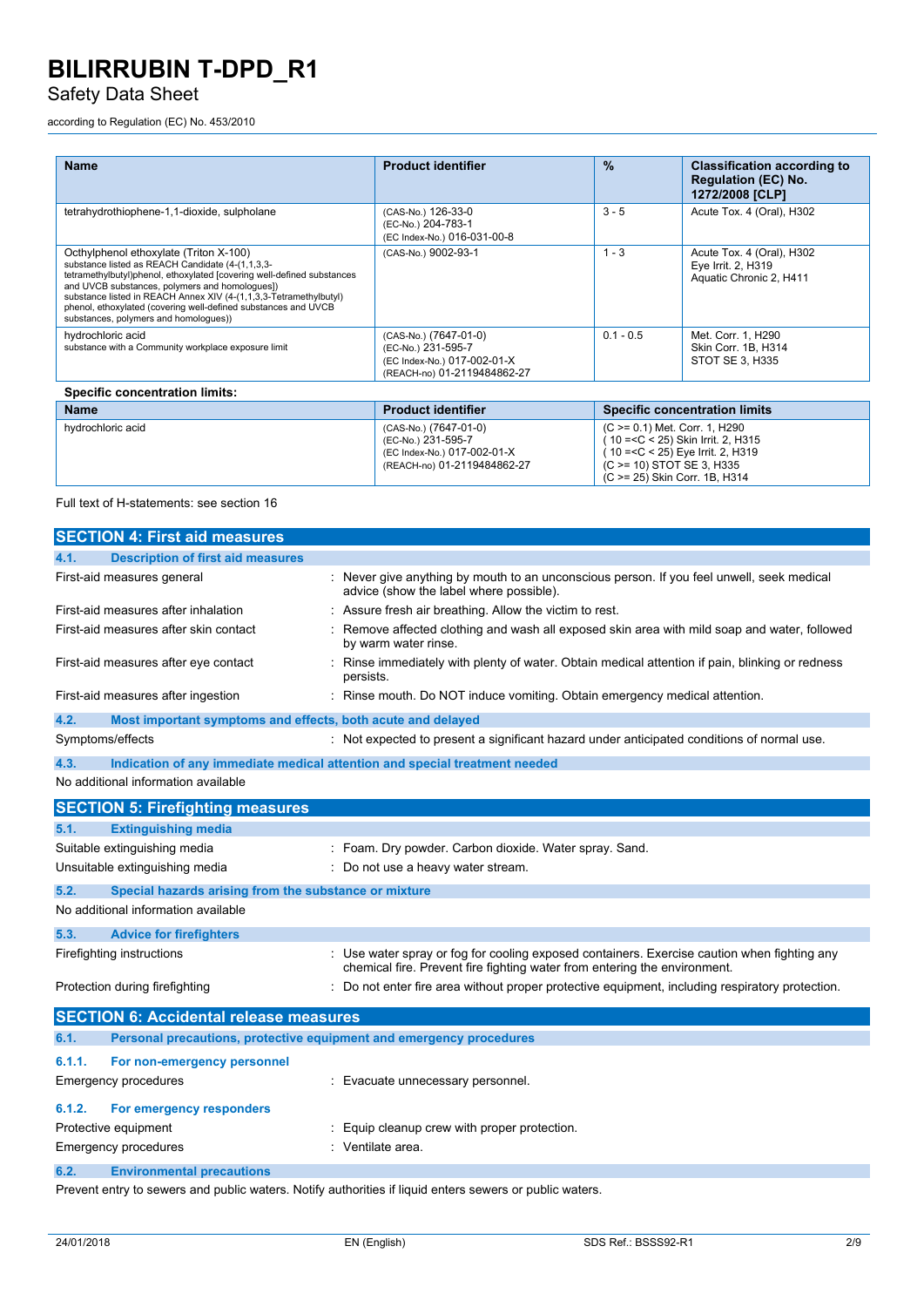| Name | Product identifier | % | Classification according to Regulation (EC) No. 1272/2008 [CLP] |
|---|---|---|---|
| tetrahydrothiophene-1,1-dioxide, sulpholane | (CAS-No.) 126-33-0<br>(EC-No.) 204-783-1<br>(EC Index-No.) 016-031-00-8 | 3 - 5 | Acute Tox. 4 (Oral), H302 |
| Octhylphenol ethoxylate (Triton X-100)<br>substance listed as REACH Candidate (4-(1,1,3,3-tetramethylbutyl)phenol, ethoxylated [covering well-defined substances and UVCB substances, polymers and homologues])<br>substance listed in REACH Annex XIV (4-(1,1,3,3-Tetramethylbutyl) phenol, ethoxylated (covering well-defined substances and UVCB substances, polymers and homologues)) | (CAS-No.) 9002-93-1 | 1 - 3 | Acute Tox. 4 (Oral), H302<br>Eye Irrit. 2, H319<br>Aquatic Chronic 2, H411 |
| hydrochloric acid<br>substance with a Community workplace exposure limit | (CAS-No.) (7647-01-0)<br>(EC-No.) 231-595-7<br>(EC Index-No.) 017-002-01-X<br>(REACH-no) 01-2119484862-27 | 0.1 - 0.5 | Met. Corr. 1, H290<br>Skin Corr. 1B, H314<br>STOT SE 3, H335 |

**Specific concentration limits:**

| Name | Product identifier | Specific concentration limits |
|---|---|---|
| hydrochloric acid | (CAS-No.) (7647-01-0)<br>(EC-No.) 231-595-7<br>(EC Index-No.) 017-002-01-X<br>(REACH-no) 01-2119484862-27 | (C >= 0.1) Met. Corr. 1, H290<br>( 10 =<C < 25) Skin Irrit. 2, H315<br>( 10 =<C < 25) Eye Irrit. 2, H319<br>(C >= 10) STOT SE 3, H335<br>(C >= 25) Skin Corr. 1B, H314 |

Full text of H-statements: see section 16

## SECTION 4: First aid measures

### 4.1. Description of first aid measures

First-aid measures general : Never give anything by mouth to an unconscious person. If you feel unwell, seek medical advice (show the label where possible).

First-aid measures after inhalation : Assure fresh air breathing. Allow the victim to rest.

First-aid measures after skin contact : Remove affected clothing and wash all exposed skin area with mild soap and water, followed by warm water rinse.

First-aid measures after eye contact : Rinse immediately with plenty of water. Obtain medical attention if pain, blinking or redness persists.

First-aid measures after ingestion : Rinse mouth. Do NOT induce vomiting. Obtain emergency medical attention.

### 4.2. Most important symptoms and effects, both acute and delayed

Symptoms/effects : Not expected to present a significant hazard under anticipated conditions of normal use.

### 4.3. Indication of any immediate medical attention and special treatment needed

No additional information available

## SECTION 5: Firefighting measures

### 5.1. Extinguishing media

Suitable extinguishing media : Foam. Dry powder. Carbon dioxide. Water spray. Sand.

Unsuitable extinguishing media : Do not use a heavy water stream.

### 5.2. Special hazards arising from the substance or mixture

No additional information available

### 5.3. Advice for firefighters

Firefighting instructions : Use water spray or fog for cooling exposed containers. Exercise caution when fighting any chemical fire. Prevent fire fighting water from entering the environment.

Protection during firefighting : Do not enter fire area without proper protective equipment, including respiratory protection.

## SECTION 6: Accidental release measures

### 6.1. Personal precautions, protective equipment and emergency procedures

#### 6.1.1. For non-emergency personnel

Emergency procedures : Evacuate unnecessary personnel.

#### 6.1.2. For emergency responders

Protective equipment : Equip cleanup crew with proper protection.

Emergency procedures : Ventilate area.

### 6.2. Environmental precautions

Prevent entry to sewers and public waters. Notify authorities if liquid enters sewers or public waters.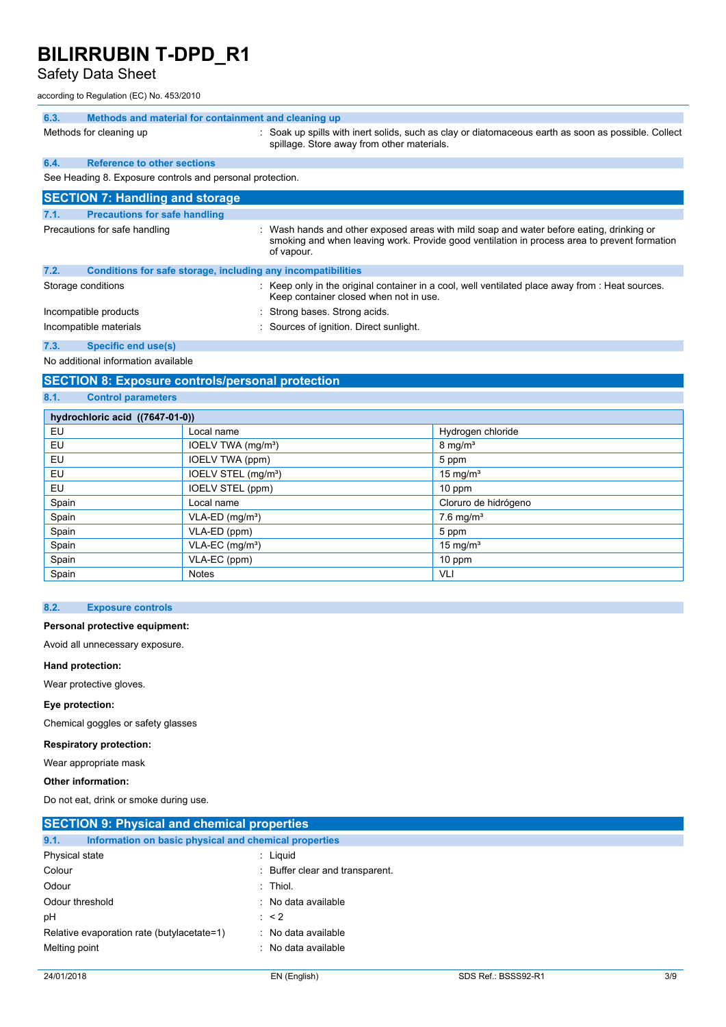### 6.3. Methods and material for containment and cleaning up

Methods for cleaning up : Soak up spills with inert solids, such as clay or diatomaceous earth as soon as possible. Collect spillage. Store away from other materials.

### 6.4. Reference to other sections

See Heading 8. Exposure controls and personal protection.

## SECTION 7: Handling and storage

### 7.1. Precautions for safe handling

Precautions for safe handling : Wash hands and other exposed areas with mild soap and water before eating, drinking or smoking and when leaving work. Provide good ventilation in process area to prevent formation of vapour.

### 7.2. Conditions for safe storage, including any incompatibilities

Storage conditions : Keep only in the original container in a cool, well ventilated place away from : Heat sources. Keep container closed when not in use.

Incompatible products : Strong bases. Strong acids.

Incompatible materials : Sources of ignition. Direct sunlight.

### 7.3. Specific end use(s)

No additional information available

## SECTION 8: Exposure controls/personal protection

### 8.1. Control parameters

| hydrochloric acid ((7647-01-0)) | | |
|---|---|---|
| EU | Local name | Hydrogen chloride |
| EU | IOELV TWA (mg/m³) | 8 mg/m³ |
| EU | IOELV TWA (ppm) | 5 ppm |
| EU | IOELV STEL (mg/m³) | 15 mg/m³ |
| EU | IOELV STEL (ppm) | 10 ppm |
| Spain | Local name | Cloruro de hidrógeno |
| Spain | VLA-ED (mg/m³) | 7.6 mg/m³ |
| Spain | VLA-ED (ppm) | 5 ppm |
| Spain | VLA-EC (mg/m³) | 15 mg/m³ |
| Spain | VLA-EC (ppm) | 10 ppm |
| Spain | Notes | VLI |

### 8.2. Exposure controls

**Personal protective equipment:**

Avoid all unnecessary exposure.

**Hand protection:**

Wear protective gloves.

**Eye protection:**

Chemical goggles or safety glasses

**Respiratory protection:**

Wear appropriate mask

**Other information:**

Do not eat, drink or smoke during use.

## SECTION 9: Physical and chemical properties

### 9.1. Information on basic physical and chemical properties

Physical state : Liquid

Colour : Buffer clear and transparent.

Odour : Thiol.

Odour threshold : No data available

pH : < 2

Relative evaporation rate (butylacetate=1) : No data available

Melting point : No data available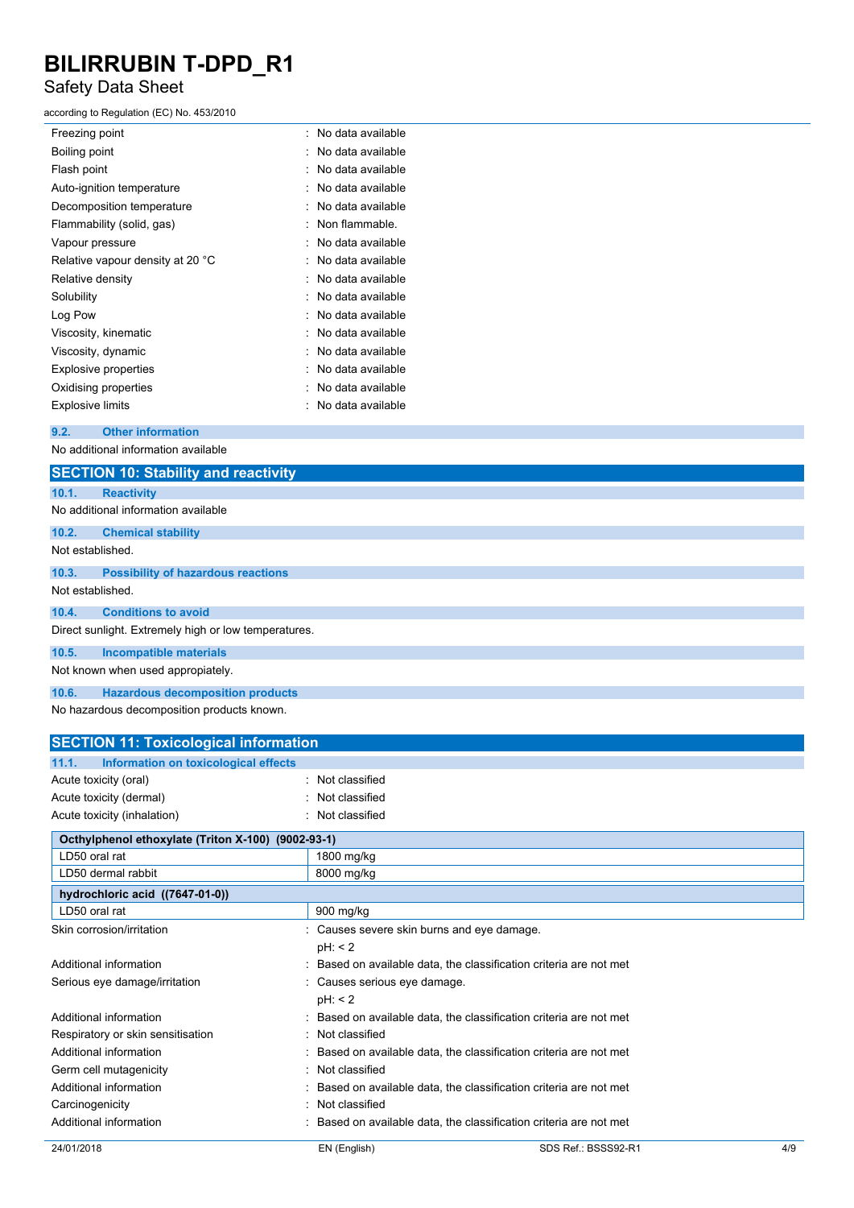| | |
|---|---|
| Freezing point | : No data available |
| Boiling point | : No data available |
| Flash point | : No data available |
| Auto-ignition temperature | : No data available |
| Decomposition temperature | : No data available |
| Flammability (solid, gas) | : Non flammable. |
| Vapour pressure | : No data available |
| Relative vapour density at 20 °C | : No data available |
| Relative density | : No data available |
| Solubility | : No data available |
| Log Pow | : No data available |
| Viscosity, kinematic | : No data available |
| Viscosity, dynamic | : No data available |
| Explosive properties | : No data available |
| Oxidising properties | : No data available |
| Explosive limits | : No data available |

### 9.2. Other information

No additional information available

## SECTION 10: Stability and reactivity

### 10.1. Reactivity

No additional information available

### 10.2. Chemical stability

Not established.

### 10.3. Possibility of hazardous reactions

Not established.

### 10.4. Conditions to avoid

Direct sunlight. Extremely high or low temperatures.

### 10.5. Incompatible materials

Not known when used appropiately.

### 10.6. Hazardous decomposition products

No hazardous decomposition products known.

## SECTION 11: Toxicological information

### 11.1. Information on toxicological effects

| | |
|---|---|
| Acute toxicity (oral) | : Not classified |
| Acute toxicity (dermal) | : Not classified |
| Acute toxicity (inhalation) | : Not classified |

| **Octhylphenol ethoxylate (Triton X-100) (9002-93-1)** | |
|---|---|
| LD50 oral rat | 1800 mg/kg |
| LD50 dermal rabbit | 8000 mg/kg |
| **hydrochloric acid ((7647-01-0))** | |
| LD50 oral rat | 900 mg/kg |

| | |
|---|---|
| Skin corrosion/irritation | : Causes severe skin burns and eye damage.<br>pH: < 2 |
| Additional information | : Based on available data, the classification criteria are not met |
| Serious eye damage/irritation | : Causes serious eye damage.<br>pH: < 2 |
| Additional information | : Based on available data, the classification criteria are not met |
| Respiratory or skin sensitisation | : Not classified |
| Additional information | : Based on available data, the classification criteria are not met |
| Germ cell mutagenicity | : Not classified |
| Additional information | : Based on available data, the classification criteria are not met |
| Carcinogenicity | : Not classified |
| Additional information | : Based on available data, the classification criteria are not met |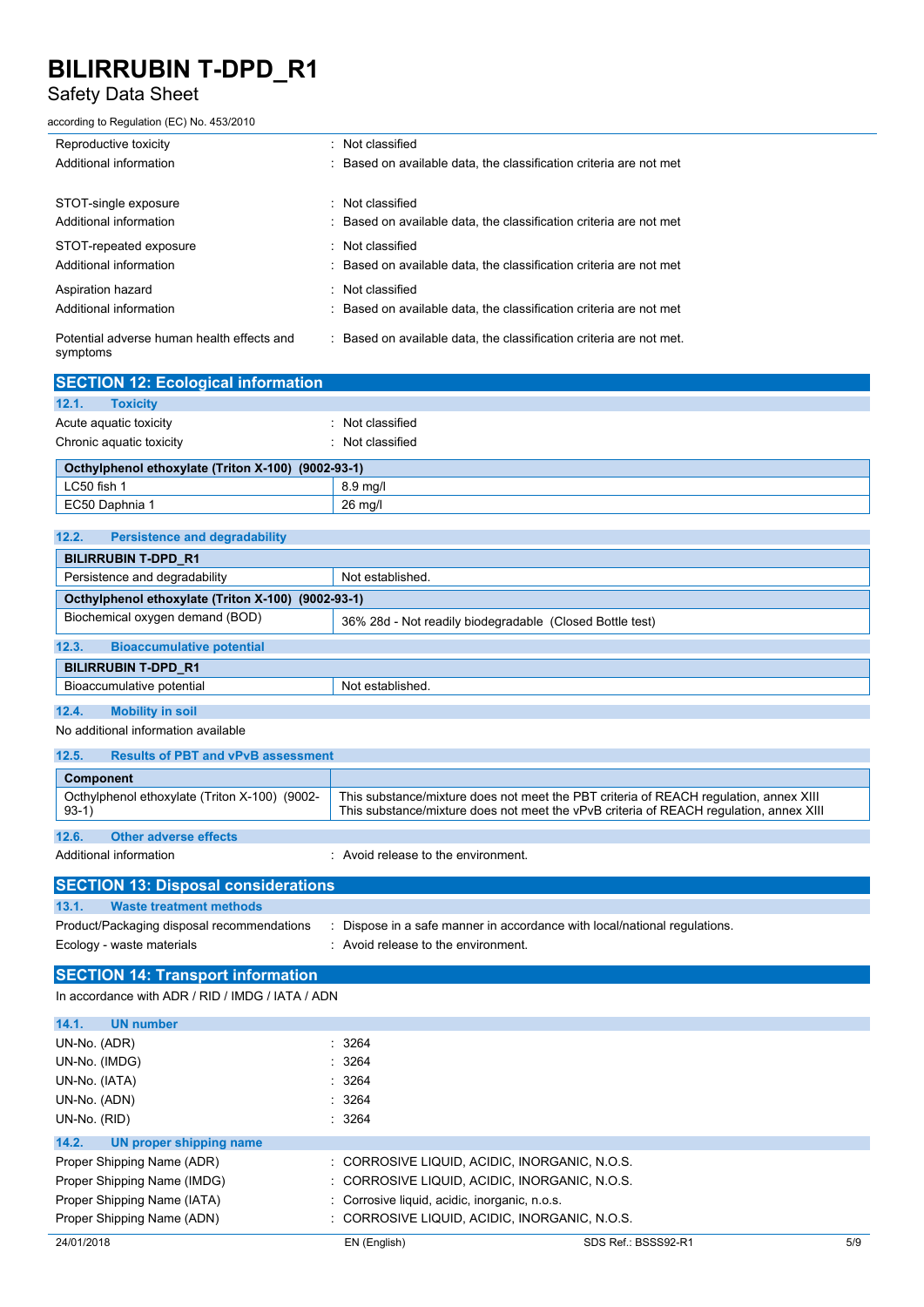| | |
|---|---|
| Reproductive toxicity | : Not classified |
| Additional information | : Based on available data, the classification criteria are not met |
| STOT-single exposure | : Not classified |
| Additional information | : Based on available data, the classification criteria are not met |
| STOT-repeated exposure | : Not classified |
| Additional information | : Based on available data, the classification criteria are not met |
| Aspiration hazard | : Not classified |
| Additional information | : Based on available data, the classification criteria are not met |
| Potential adverse human health effects and symptoms | : Based on available data, the classification criteria are not met. |

## SECTION 12: Ecological information

### 12.1. Toxicity

| | |
|---|---|
| Acute aquatic toxicity | : Not classified |
| Chronic aquatic toxicity | : Not classified |

| Octhylphenol ethoxylate (Triton X-100) (9002-93-1) | |
|---|---|
| LC50 fish 1 | 8.9 mg/l |
| EC50 Daphnia 1 | 26 mg/l |

### 12.2. Persistence and degradability

| BILIRRUBIN T-DPD_R1 | |
|---|---|
| Persistence and degradability | Not established. |
| **Octhylphenol ethoxylate (Triton X-100) (9002-93-1)** | |
| Biochemical oxygen demand (BOD) | 36% 28d - Not readily biodegradable (Closed Bottle test) |

### 12.3. Bioaccumulative potential

| BILIRRUBIN T-DPD_R1 | |
|---|---|
| Bioaccumulative potential | Not established. |

### 12.4. Mobility in soil

No additional information available

### 12.5. Results of PBT and vPvB assessment

| Component | |
|---|---|
| Octhylphenol ethoxylate (Triton X-100) (9002-93-1) | This substance/mixture does not meet the PBT criteria of REACH regulation, annex XIII<br>This substance/mixture does not meet the vPvB criteria of REACH regulation, annex XIII |

### 12.6. Other adverse effects

| | |
|---|---|
| Additional information | : Avoid release to the environment. |

## SECTION 13: Disposal considerations

### 13.1. Waste treatment methods

| | |
|---|---|
| Product/Packaging disposal recommendations | : Dispose in a safe manner in accordance with local/national regulations. |
| Ecology - waste materials | : Avoid release to the environment. |

## SECTION 14: Transport information

In accordance with ADR / RID / IMDG / IATA / ADN

### 14.1. UN number

| | |
|---|---|
| UN-No. (ADR) | : 3264 |
| UN-No. (IMDG) | : 3264 |
| UN-No. (IATA) | : 3264 |
| UN-No. (ADN) | : 3264 |
| UN-No. (RID) | : 3264 |

### 14.2. UN proper shipping name

| | |
|---|---|
| Proper Shipping Name (ADR) | : CORROSIVE LIQUID, ACIDIC, INORGANIC, N.O.S. |
| Proper Shipping Name (IMDG) | : CORROSIVE LIQUID, ACIDIC, INORGANIC, N.O.S. |
| Proper Shipping Name (IATA) | : Corrosive liquid, acidic, inorganic, n.o.s. |
| Proper Shipping Name (ADN) | : CORROSIVE LIQUID, ACIDIC, INORGANIC, N.O.S. |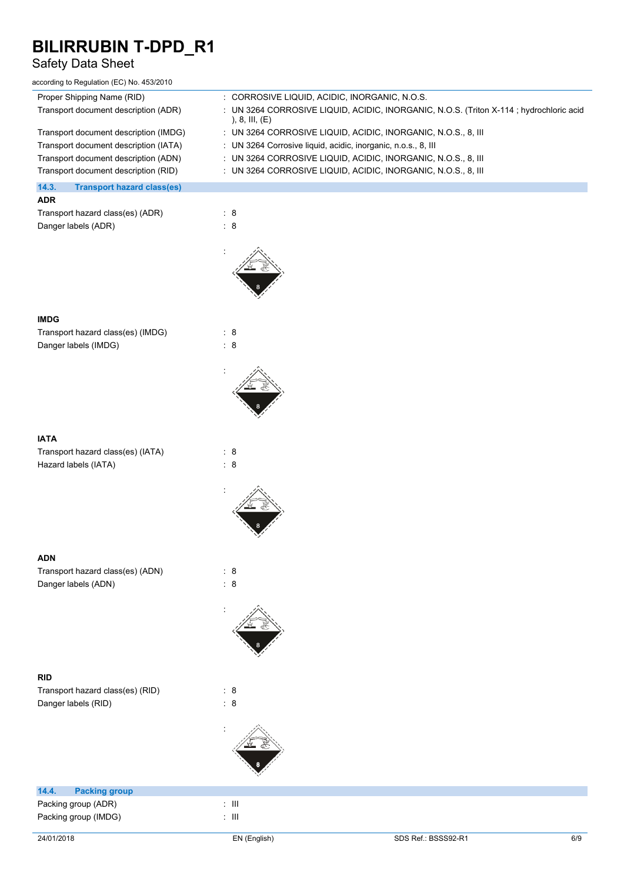| | |
|---|---|
| Proper Shipping Name (RID) | : CORROSIVE LIQUID, ACIDIC, INORGANIC, N.O.S. |
| Transport document description (ADR) | : UN 3264 CORROSIVE LIQUID, ACIDIC, INORGANIC, N.O.S. (Triton X-114 ; hydrochloric acid ), 8, III, (E) |
| Transport document description (IMDG) | : UN 3264 CORROSIVE LIQUID, ACIDIC, INORGANIC, N.O.S., 8, III |
| Transport document description (IATA) | : UN 3264 Corrosive liquid, acidic, inorganic, n.o.s., 8, III |
| Transport document description (ADN) | : UN 3264 CORROSIVE LIQUID, ACIDIC, INORGANIC, N.O.S., 8, III |
| Transport document description (RID) | : UN 3264 CORROSIVE LIQUID, ACIDIC, INORGANIC, N.O.S., 8, III |

## 14.3. Transport hazard class(es)

**ADR**

| | |
|---|---|
| Transport hazard class(es) (ADR) | : 8 |
| Danger labels (ADR) | : 8 |
| | : |

**IMDG**

| | |
|---|---|
| Transport hazard class(es) (IMDG) | : 8 |
| Danger labels (IMDG) | : 8 |
| | : |

**IATA**

| | |
|---|---|
| Transport hazard class(es) (IATA) | : 8 |
| Hazard labels (IATA) | : 8 |
| | : |

**ADN**

| | |
|---|---|
| Transport hazard class(es) (ADN) | : 8 |
| Danger labels (ADN) | : 8 |
| | : |

**RID**

| | |
|---|---|
| Transport hazard class(es) (RID) | : 8 |
| Danger labels (RID) | : 8 |
| | : |

## 14.4. Packing group

| | |
|---|---|
| Packing group (ADR) | : III |
| Packing group (IMDG) | : III |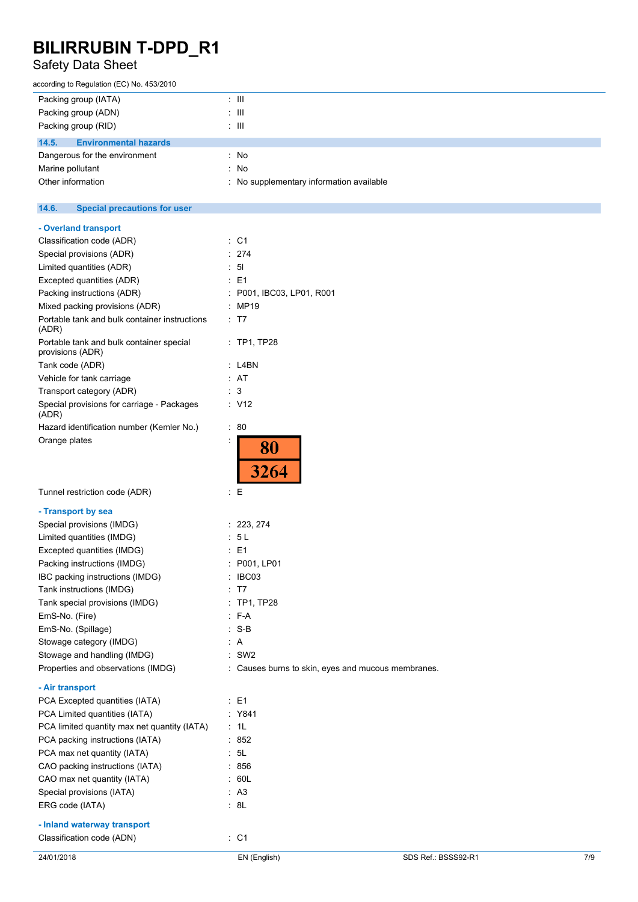| | |
|---|---|
| Packing group (IATA) | : III |
| Packing group (ADN) | : III |
| Packing group (RID) | : III |

### 14.5. Environmental hazards

| | |
|---|---|
| Dangerous for the environment | : No |
| Marine pollutant | : No |
| Other information | : No supplementary information available |

### 14.6. Special precautions for user

**- Overland transport**

| | |
|---|---|
| Classification code (ADR) | : C1 |
| Special provisions (ADR) | : 274 |
| Limited quantities (ADR) | : 5l |
| Excepted quantities (ADR) | : E1 |
| Packing instructions (ADR) | : P001, IBC03, LP01, R001 |
| Mixed packing provisions (ADR) | : MP19 |
| Portable tank and bulk container instructions (ADR) | : T7 |
| Portable tank and bulk container special provisions (ADR) | : TP1, TP28 |
| Tank code (ADR) | : L4BN |
| Vehicle for tank carriage | : AT |
| Transport category (ADR) | : 3 |
| Special provisions for carriage - Packages (ADR) | : V12 |
| Hazard identification number (Kemler No.) | : 80 |
| Orange plates | : 80 / 3264 |
| Tunnel restriction code (ADR) | : E |

**- Transport by sea**

| | |
|---|---|
| Special provisions (IMDG) | : 223, 274 |
| Limited quantities (IMDG) | : 5 L |
| Excepted quantities (IMDG) | : E1 |
| Packing instructions (IMDG) | : P001, LP01 |
| IBC packing instructions (IMDG) | : IBC03 |
| Tank instructions (IMDG) | : T7 |
| Tank special provisions (IMDG) | : TP1, TP28 |
| EmS-No. (Fire) | : F-A |
| EmS-No. (Spillage) | : S-B |
| Stowage category (IMDG) | : A |
| Stowage and handling (IMDG) | : SW2 |
| Properties and observations (IMDG) | : Causes burns to skin, eyes and mucous membranes. |

**- Air transport**

| | |
|---|---|
| PCA Excepted quantities (IATA) | : E1 |
| PCA Limited quantities (IATA) | : Y841 |
| PCA limited quantity max net quantity (IATA) | : 1L |
| PCA packing instructions (IATA) | : 852 |
| PCA max net quantity (IATA) | : 5L |
| CAO packing instructions (IATA) | : 856 |
| CAO max net quantity (IATA) | : 60L |
| Special provisions (IATA) | : A3 |
| ERG code (IATA) | : 8L |

**- Inland waterway transport**

| | |
|---|---|
| Classification code (ADN) | : C1 |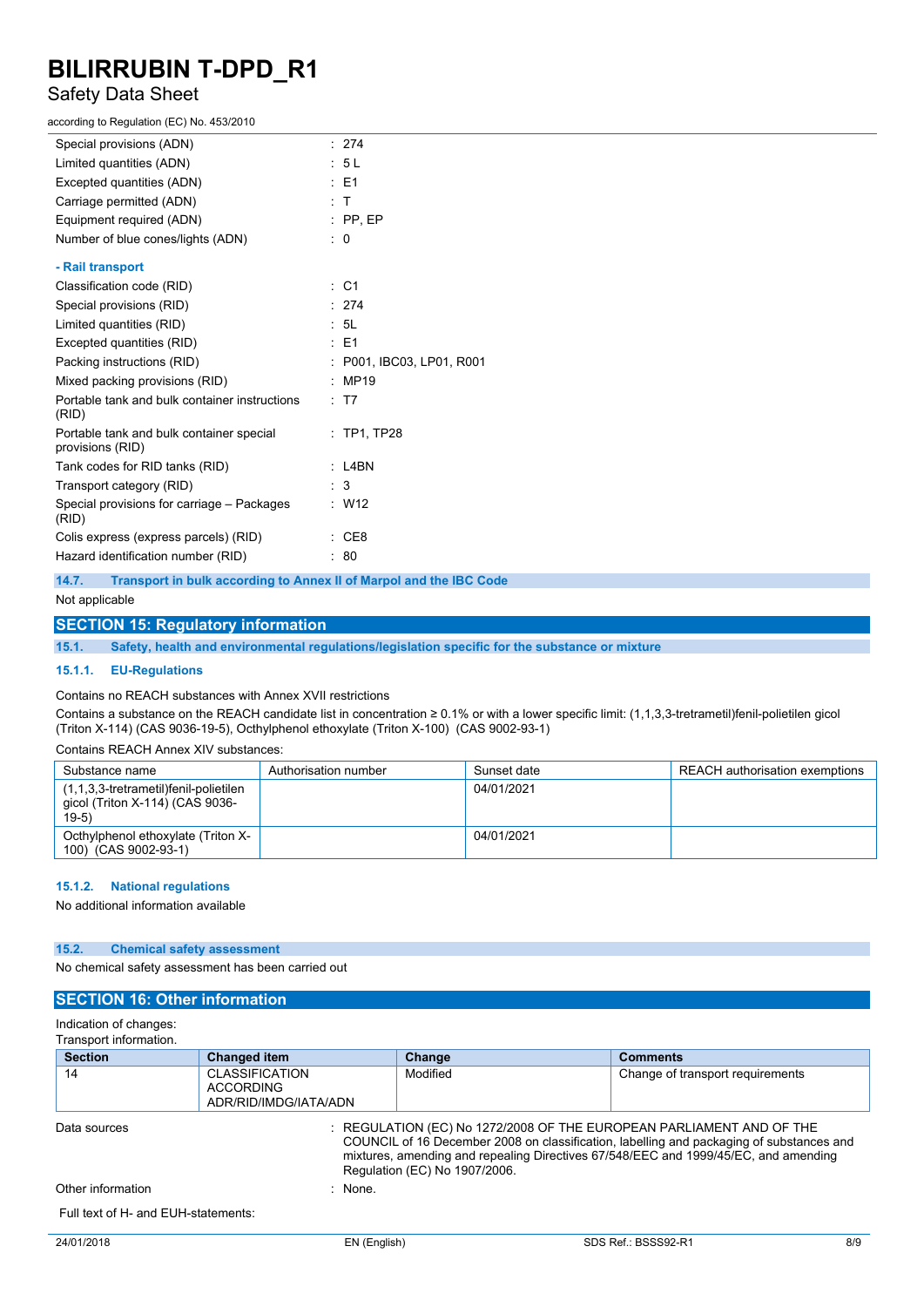| | |
|---|---|
| Special provisions (ADN) | : 274 |
| Limited quantities (ADN) | : 5 L |
| Excepted quantities (ADN) | : E1 |
| Carriage permitted (ADN) | : T |
| Equipment required (ADN) | : PP, EP |
| Number of blue cones/lights (ADN) | : 0 |

**- Rail transport**

| | |
|---|---|
| Classification code (RID) | : C1 |
| Special provisions (RID) | : 274 |
| Limited quantities (RID) | : 5L |
| Excepted quantities (RID) | : E1 |
| Packing instructions (RID) | : P001, IBC03, LP01, R001 |
| Mixed packing provisions (RID) | : MP19 |
| Portable tank and bulk container instructions (RID) | : T7 |
| Portable tank and bulk container special provisions (RID) | : TP1, TP28 |
| Tank codes for RID tanks (RID) | : L4BN |
| Transport category (RID) | : 3 |
| Special provisions for carriage – Packages (RID) | : W12 |
| Colis express (express parcels) (RID) | : CE8 |
| Hazard identification number (RID) | : 80 |

### 14.7. Transport in bulk according to Annex II of Marpol and the IBC Code

Not applicable

## SECTION 15: Regulatory information

### 15.1. Safety, health and environmental regulations/legislation specific for the substance or mixture

#### 15.1.1. EU-Regulations

Contains no REACH substances with Annex XVII restrictions

Contains a substance on the REACH candidate list in concentration ≥ 0.1% or with a lower specific limit: (1,1,3,3-tretrametil)fenil-polietilen gicol (Triton X-114) (CAS 9036-19-5), Octhylphenol ethoxylate (Triton X-100) (CAS 9002-93-1)

Contains REACH Annex XIV substances:

| Substance name | Authorisation number | Sunset date | REACH authorisation exemptions |
|---|---|---|---|
| (1,1,3,3-tretrametil)fenil-polietilen gicol (Triton X-114) (CAS 9036-19-5) | | 04/01/2021 | |
| Octhylphenol ethoxylate (Triton X-100) (CAS 9002-93-1) | | 04/01/2021 | |

#### 15.1.2. National regulations

No additional information available

### 15.2. Chemical safety assessment

No chemical safety assessment has been carried out

## SECTION 16: Other information

Indication of changes:
Transport information.

| Section | Changed item | Change | Comments |
|---|---|---|---|
| 14 | CLASSIFICATION ACCORDING ADR/RID/IMDG/IATA/ADN | Modified | Change of transport requirements |

| | |
|---|---|
| Data sources | : REGULATION (EC) No 1272/2008 OF THE EUROPEAN PARLIAMENT AND OF THE COUNCIL of 16 December 2008 on classification, labelling and packaging of substances and mixtures, amending and repealing Directives 67/548/EEC and 1999/45/EC, and amending Regulation (EC) No 1907/2006. |
| Other information | : None. |

Full text of H- and EUH-statements: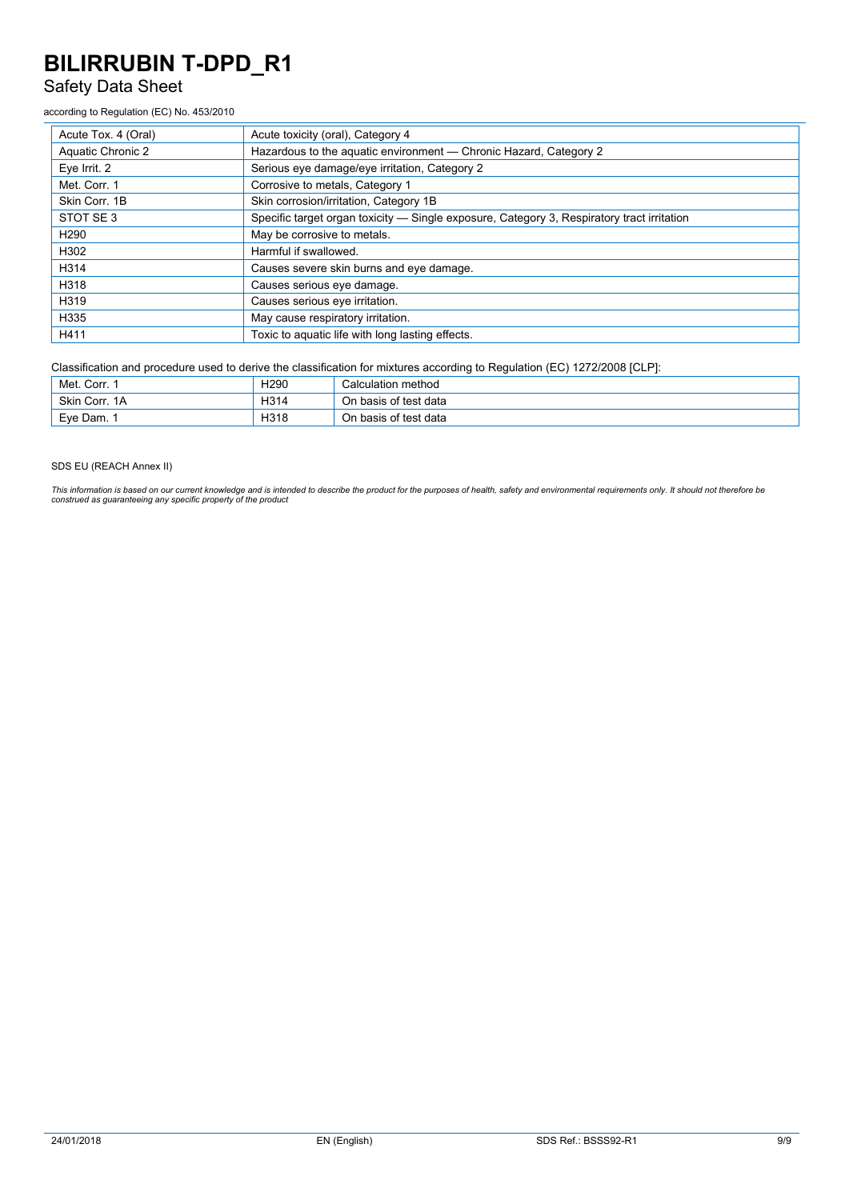| Acute Tox. 4 (Oral) | Acute toxicity (oral), Category 4 |
|---|---|
| Aquatic Chronic 2 | Hazardous to the aquatic environment — Chronic Hazard, Category 2 |
| Eye Irrit. 2 | Serious eye damage/eye irritation, Category 2 |
| Met. Corr. 1 | Corrosive to metals, Category 1 |
| Skin Corr. 1B | Skin corrosion/irritation, Category 1B |
| STOT SE 3 | Specific target organ toxicity — Single exposure, Category 3, Respiratory tract irritation |
| H290 | May be corrosive to metals. |
| H302 | Harmful if swallowed. |
| H314 | Causes severe skin burns and eye damage. |
| H318 | Causes serious eye damage. |
| H319 | Causes serious eye irritation. |
| H335 | May cause respiratory irritation. |
| H411 | Toxic to aquatic life with long lasting effects. |

Classification and procedure used to derive the classification for mixtures according to Regulation (EC) 1272/2008 [CLP]:

| Met. Corr. 1 | H290 | Calculation method |
|---|---|---|
| Skin Corr. 1A | H314 | On basis of test data |
| Eye Dam. 1 | H318 | On basis of test data |

SDS EU (REACH Annex II)

*This information is based on our current knowledge and is intended to describe the product for the purposes of health, safety and environmental requirements only. It should not therefore be construed as guaranteeing any specific property of the product*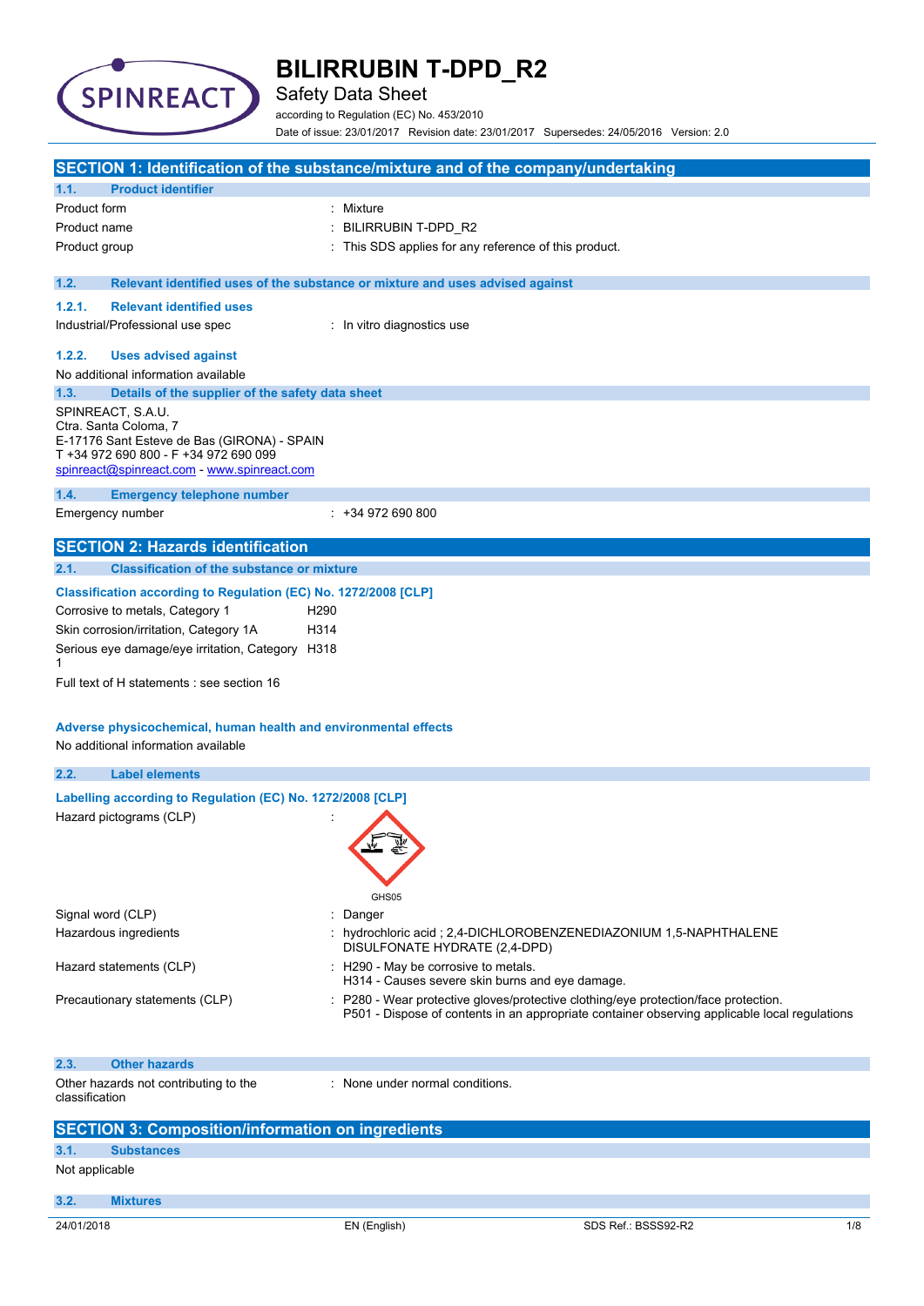# BILIRRUBIN T-DPD_R2

Safety Data Sheet

according to Regulation (EC) No. 453/2010

Date of issue: 23/01/2017 Revision date: 23/01/2017 Supersedes: 24/05/2016 Version: 2.0

## SECTION 1: Identification of the substance/mixture and of the company/undertaking

### 1.1. Product identifier

| | |
|---|---|
| Product form | : Mixture |
| Product name | : BILIRRUBIN T-DPD_R2 |
| Product group | : This SDS applies for any reference of this product. |

### 1.2. Relevant identified uses of the substance or mixture and uses advised against

#### 1.2.1. Relevant identified uses

Industrial/Professional use spec : In vitro diagnostics use

#### 1.2.2. Uses advised against

No additional information available

### 1.3. Details of the supplier of the safety data sheet

SPINREACT, S.A.U.
Ctra. Santa Coloma, 7
E-17176 Sant Esteve de Bas (GIRONA) - SPAIN
T +34 972 690 800 - F +34 972 690 099
spinreact@spinreact.com - www.spinreact.com

### 1.4. Emergency telephone number

Emergency number : +34 972 690 800

## SECTION 2: Hazards identification

### 2.1. Classification of the substance or mixture

**Classification according to Regulation (EC) No. 1272/2008 [CLP]**

| | |
|---|---|
| Corrosive to metals, Category 1 | H290 |
| Skin corrosion/irritation, Category 1A | H314 |
| Serious eye damage/eye irritation, Category 1 | H318 |

Full text of H statements : see section 16

**Adverse physicochemical, human health and environmental effects**

No additional information available

### 2.2. Label elements

**Labelling according to Regulation (EC) No. 1272/2008 [CLP]**

Hazard pictograms (CLP) :

GHS05

| | |
|---|---|
| Signal word (CLP) | : Danger |
| Hazardous ingredients | : hydrochloric acid ; 2,4-DICHLOROBENZENEDIAZONIUM 1,5-NAPHTHALENE DISULFONATE HYDRATE (2,4-DPD) |
| Hazard statements (CLP) | : H290 - May be corrosive to metals.<br>H314 - Causes severe skin burns and eye damage. |
| Precautionary statements (CLP) | : P280 - Wear protective gloves/protective clothing/eye protection/face protection.<br>P501 - Dispose of contents in an appropriate container observing applicable local regulations |

### 2.3. Other hazards

Other hazards not contributing to the classification : None under normal conditions.

## SECTION 3: Composition/information on ingredients

### 3.1. Substances

Not applicable

### 3.2. Mixtures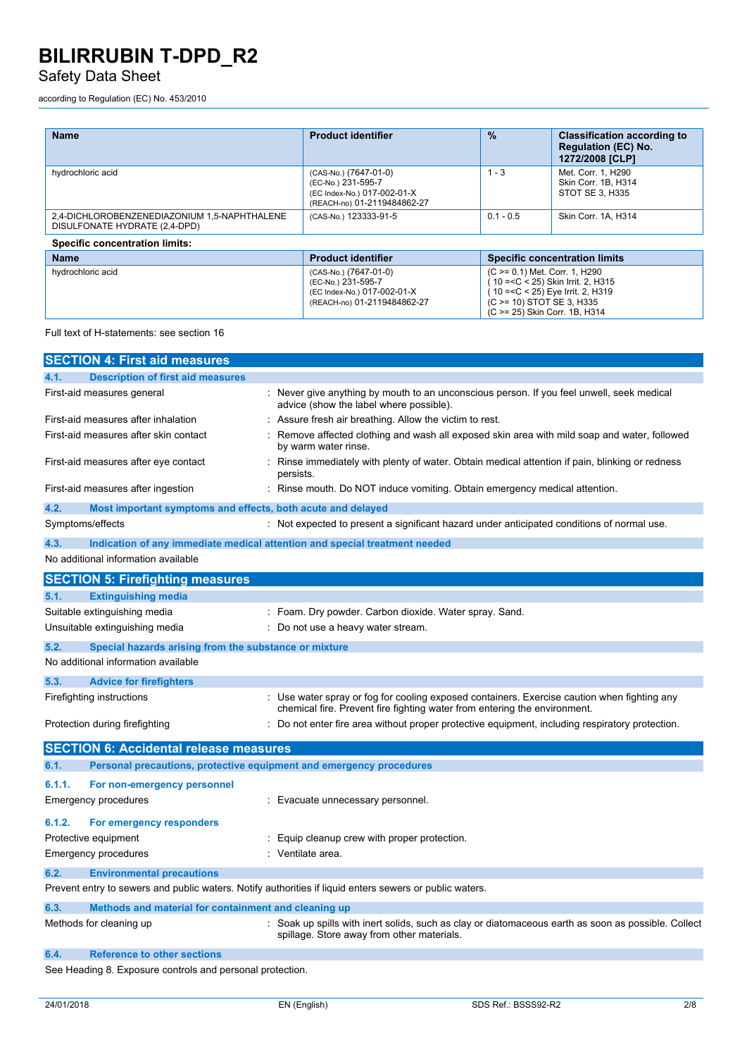| Name | Product identifier | % | Classification according to Regulation (EC) No. 1272/2008 [CLP] |
|---|---|---|---|
| hydrochloric acid | (CAS-No.) (7647-01-0)<br>(EC-No.) 231-595-7<br>(EC Index-No.) 017-002-01-X<br>(REACH-no) 01-2119484862-27 | 1 - 3 | Met. Corr. 1, H290<br>Skin Corr. 1B, H314<br>STOT SE 3, H335 |
| 2,4-DICHLOROBENZENEDIAZONIUM 1,5-NAPHTHALENE DISULFONATE HYDRATE (2,4-DPD) | (CAS-No.) 123333-91-5 | 0.1 - 0.5 | Skin Corr. 1A, H314 |

**Specific concentration limits:**

| Name | Product identifier | Specific concentration limits |
|---|---|---|
| hydrochloric acid | (CAS-No.) (7647-01-0)<br>(EC-No.) 231-595-7<br>(EC Index-No.) 017-002-01-X<br>(REACH-no) 01-2119484862-27 | (C >= 0.1) Met. Corr. 1, H290<br>( 10 =<C < 25) Skin Irrit. 2, H315<br>( 10 =<C < 25) Eye Irrit. 2, H319<br>(C >= 10) STOT SE 3, H335<br>(C >= 25) Skin Corr. 1B, H314 |

Full text of H-statements: see section 16

## SECTION 4: First aid measures

### 4.1. Description of first aid measures

First-aid measures general : Never give anything by mouth to an unconscious person. If you feel unwell, seek medical advice (show the label where possible).

First-aid measures after inhalation : Assure fresh air breathing. Allow the victim to rest.

First-aid measures after skin contact : Remove affected clothing and wash all exposed skin area with mild soap and water, followed by warm water rinse.

First-aid measures after eye contact : Rinse immediately with plenty of water. Obtain medical attention if pain, blinking or redness persists.

First-aid measures after ingestion : Rinse mouth. Do NOT induce vomiting. Obtain emergency medical attention.

### 4.2. Most important symptoms and effects, both acute and delayed

Symptoms/effects : Not expected to present a significant hazard under anticipated conditions of normal use.

### 4.3. Indication of any immediate medical attention and special treatment needed

No additional information available

## SECTION 5: Firefighting measures

### 5.1. Extinguishing media

Suitable extinguishing media : Foam. Dry powder. Carbon dioxide. Water spray. Sand.

Unsuitable extinguishing media : Do not use a heavy water stream.

### 5.2. Special hazards arising from the substance or mixture

No additional information available

### 5.3. Advice for firefighters

Firefighting instructions : Use water spray or fog for cooling exposed containers. Exercise caution when fighting any chemical fire. Prevent fire fighting water from entering the environment.

Protection during firefighting : Do not enter fire area without proper protective equipment, including respiratory protection.

## SECTION 6: Accidental release measures

### 6.1. Personal precautions, protective equipment and emergency procedures

#### 6.1.1. For non-emergency personnel

Emergency procedures : Evacuate unnecessary personnel.

#### 6.1.2. For emergency responders

Protective equipment : Equip cleanup crew with proper protection.

Emergency procedures : Ventilate area.

### 6.2. Environmental precautions

Prevent entry to sewers and public waters. Notify authorities if liquid enters sewers or public waters.

### 6.3. Methods and material for containment and cleaning up

Methods for cleaning up : Soak up spills with inert solids, such as clay or diatomaceous earth as soon as possible. Collect spillage. Store away from other materials.

### 6.4. Reference to other sections

See Heading 8. Exposure controls and personal protection.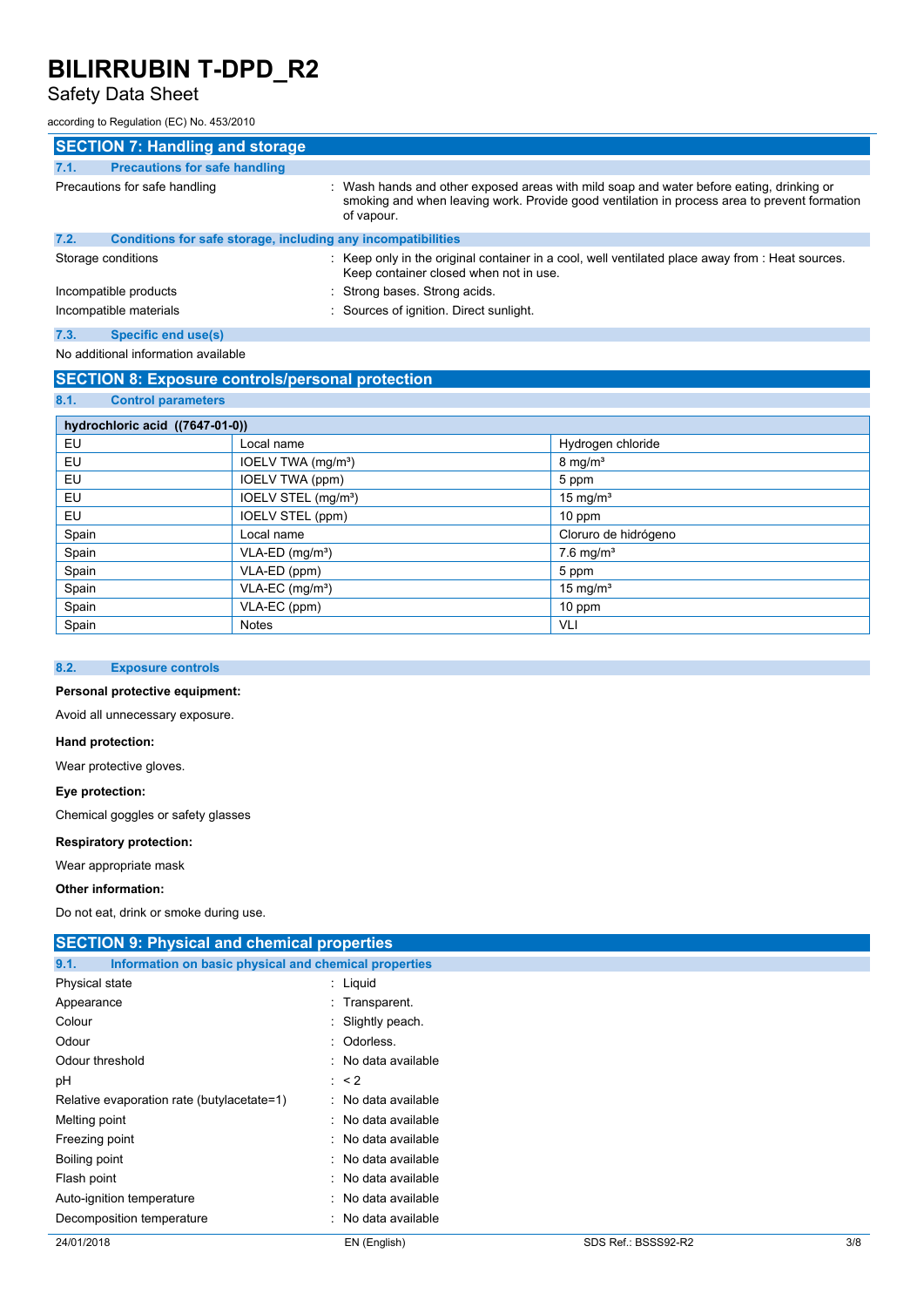## SECTION 7: Handling and storage

### 7.1. Precautions for safe handling

Precautions for safe handling : Wash hands and other exposed areas with mild soap and water before eating, drinking or smoking and when leaving work. Provide good ventilation in process area to prevent formation of vapour.

### 7.2. Conditions for safe storage, including any incompatibilities

Storage conditions : Keep only in the original container in a cool, well ventilated place away from : Heat sources. Keep container closed when not in use.

Incompatible products : Strong bases. Strong acids.

Incompatible materials : Sources of ignition. Direct sunlight.

### 7.3. Specific end use(s)

No additional information available

## SECTION 8: Exposure controls/personal protection

### 8.1. Control parameters

| hydrochloric acid ((7647-01-0)) | | |
|---|---|---|
| EU | Local name | Hydrogen chloride |
| EU | IOELV TWA (mg/m³) | 8 mg/m³ |
| EU | IOELV TWA (ppm) | 5 ppm |
| EU | IOELV STEL (mg/m³) | 15 mg/m³ |
| EU | IOELV STEL (ppm) | 10 ppm |
| Spain | Local name | Cloruro de hidrógeno |
| Spain | VLA-ED (mg/m³) | 7.6 mg/m³ |
| Spain | VLA-ED (ppm) | 5 ppm |
| Spain | VLA-EC (mg/m³) | 15 mg/m³ |
| Spain | VLA-EC (ppm) | 10 ppm |
| Spain | Notes | VLI |

### 8.2. Exposure controls

**Personal protective equipment:**

Avoid all unnecessary exposure.

**Hand protection:**

Wear protective gloves.

**Eye protection:**

Chemical goggles or safety glasses

**Respiratory protection:**

Wear appropriate mask

**Other information:**

Do not eat, drink or smoke during use.

## SECTION 9: Physical and chemical properties

### 9.1. Information on basic physical and chemical properties

Physical state : Liquid

Appearance : Transparent.

Colour : Slightly peach.

Odour : Odorless.

Odour threshold : No data available

pH : < 2

Relative evaporation rate (butylacetate=1) : No data available

Melting point : No data available

Freezing point : No data available

Boiling point : No data available

Flash point : No data available

Auto-ignition temperature : No data available

Decomposition temperature : No data available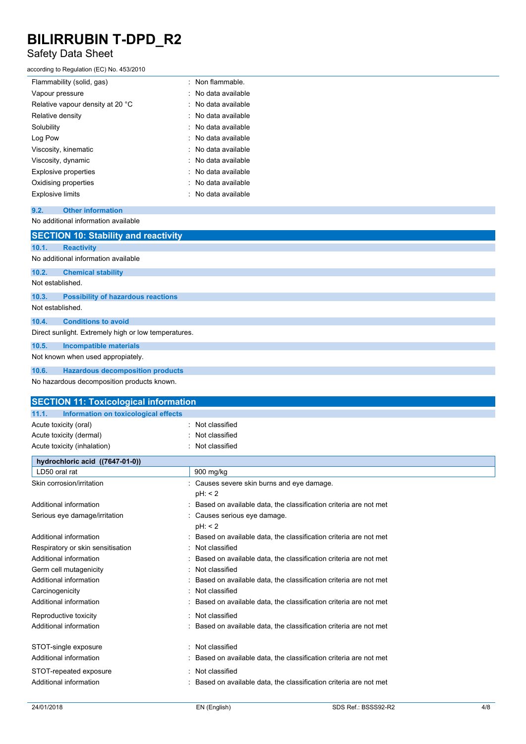| | |
|---|---|
| Flammability (solid, gas) | : Non flammable. |
| Vapour pressure | : No data available |
| Relative vapour density at 20 °C | : No data available |
| Relative density | : No data available |
| Solubility | : No data available |
| Log Pow | : No data available |
| Viscosity, kinematic | : No data available |
| Viscosity, dynamic | : No data available |
| Explosive properties | : No data available |
| Oxidising properties | : No data available |
| Explosive limits | : No data available |

### 9.2. Other information

No additional information available

## SECTION 10: Stability and reactivity

### 10.1. Reactivity

No additional information available

### 10.2. Chemical stability

Not established.

### 10.3. Possibility of hazardous reactions

Not established.

### 10.4. Conditions to avoid

Direct sunlight. Extremely high or low temperatures.

### 10.5. Incompatible materials

Not known when used appropiately.

### 10.6. Hazardous decomposition products

No hazardous decomposition products known.

## SECTION 11: Toxicological information

### 11.1. Information on toxicological effects

| | |
|---|---|
| Acute toxicity (oral) | : Not classified |
| Acute toxicity (dermal) | : Not classified |
| Acute toxicity (inhalation) | : Not classified |

| hydrochloric acid ((7647-01-0)) | |
|---|---|
| LD50 oral rat | 900 mg/kg |

| | |
|---|---|
| Skin corrosion/irritation | : Causes severe skin burns and eye damage.<br>pH: < 2 |
| Additional information | : Based on available data, the classification criteria are not met |
| Serious eye damage/irritation | : Causes serious eye damage.<br>pH: < 2 |
| Additional information | : Based on available data, the classification criteria are not met |
| Respiratory or skin sensitisation | : Not classified |
| Additional information | : Based on available data, the classification criteria are not met |
| Germ cell mutagenicity | : Not classified |
| Additional information | : Based on available data, the classification criteria are not met |
| Carcinogenicity | : Not classified |
| Additional information | : Based on available data, the classification criteria are not met |
| Reproductive toxicity | : Not classified |
| Additional information | : Based on available data, the classification criteria are not met |
| STOT-single exposure | : Not classified |
| Additional information | : Based on available data, the classification criteria are not met |
| STOT-repeated exposure | : Not classified |
| Additional information | : Based on available data, the classification criteria are not met |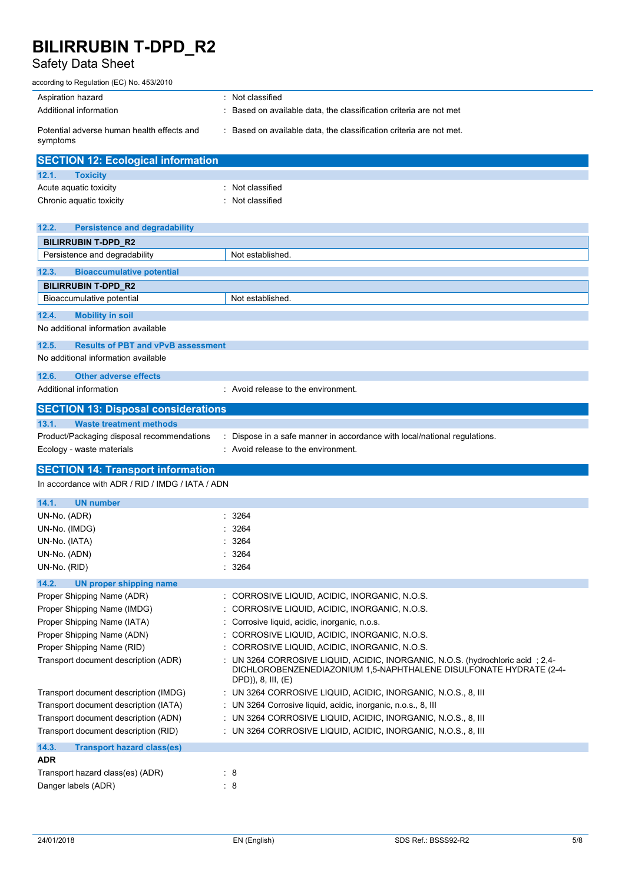| | |
|---|---|
| Aspiration hazard | : Not classified |
| Additional information | : Based on available data, the classification criteria are not met |
| Potential adverse human health effects and symptoms | : Based on available data, the classification criteria are not met. |

## SECTION 12: Ecological information

### 12.1. Toxicity

| | |
|---|---|
| Acute aquatic toxicity | : Not classified |
| Chronic aquatic toxicity | : Not classified |

### 12.2. Persistence and degradability

| BILIRRUBIN T-DPD_R2 | |
|---|---|
| Persistence and degradability | Not established. |

### 12.3. Bioaccumulative potential

| BILIRRUBIN T-DPD_R2 | |
|---|---|
| Bioaccumulative potential | Not established. |

### 12.4. Mobility in soil

No additional information available

### 12.5. Results of PBT and vPvB assessment

No additional information available

### 12.6. Other adverse effects

| | |
|---|---|
| Additional information | : Avoid release to the environment. |

## SECTION 13: Disposal considerations

### 13.1. Waste treatment methods

| | |
|---|---|
| Product/Packaging disposal recommendations | : Dispose in a safe manner in accordance with local/national regulations. |
| Ecology - waste materials | : Avoid release to the environment. |

## SECTION 14: Transport information

In accordance with ADR / RID / IMDG / IATA / ADN

### 14.1. UN number

| | |
|---|---|
| UN-No. (ADR) | : 3264 |
| UN-No. (IMDG) | : 3264 |
| UN-No. (IATA) | : 3264 |
| UN-No. (ADN) | : 3264 |
| UN-No. (RID) | : 3264 |

### 14.2. UN proper shipping name

| | |
|---|---|
| Proper Shipping Name (ADR) | : CORROSIVE LIQUID, ACIDIC, INORGANIC, N.O.S. |
| Proper Shipping Name (IMDG) | : CORROSIVE LIQUID, ACIDIC, INORGANIC, N.O.S. |
| Proper Shipping Name (IATA) | : Corrosive liquid, acidic, inorganic, n.o.s. |
| Proper Shipping Name (ADN) | : CORROSIVE LIQUID, ACIDIC, INORGANIC, N.O.S. |
| Proper Shipping Name (RID) | : CORROSIVE LIQUID, ACIDIC, INORGANIC, N.O.S. |
| Transport document description (ADR) | : UN 3264 CORROSIVE LIQUID, ACIDIC, INORGANIC, N.O.S. (hydrochloric acid ; 2,4-DICHLOROBENZENEDIAZONIUM 1,5-NAPHTHALENE DISULFONATE HYDRATE (2-4-DPD)), 8, III, (E) |
| Transport document description (IMDG) | : UN 3264 CORROSIVE LIQUID, ACIDIC, INORGANIC, N.O.S., 8, III |
| Transport document description (IATA) | : UN 3264 Corrosive liquid, acidic, inorganic, n.o.s., 8, III |
| Transport document description (ADN) | : UN 3264 CORROSIVE LIQUID, ACIDIC, INORGANIC, N.O.S., 8, III |
| Transport document description (RID) | : UN 3264 CORROSIVE LIQUID, ACIDIC, INORGANIC, N.O.S., 8, III |

### 14.3. Transport hazard class(es)

**ADR**

| | |
|---|---|
| Transport hazard class(es) (ADR) | : 8 |
| Danger labels (ADR) | : 8 |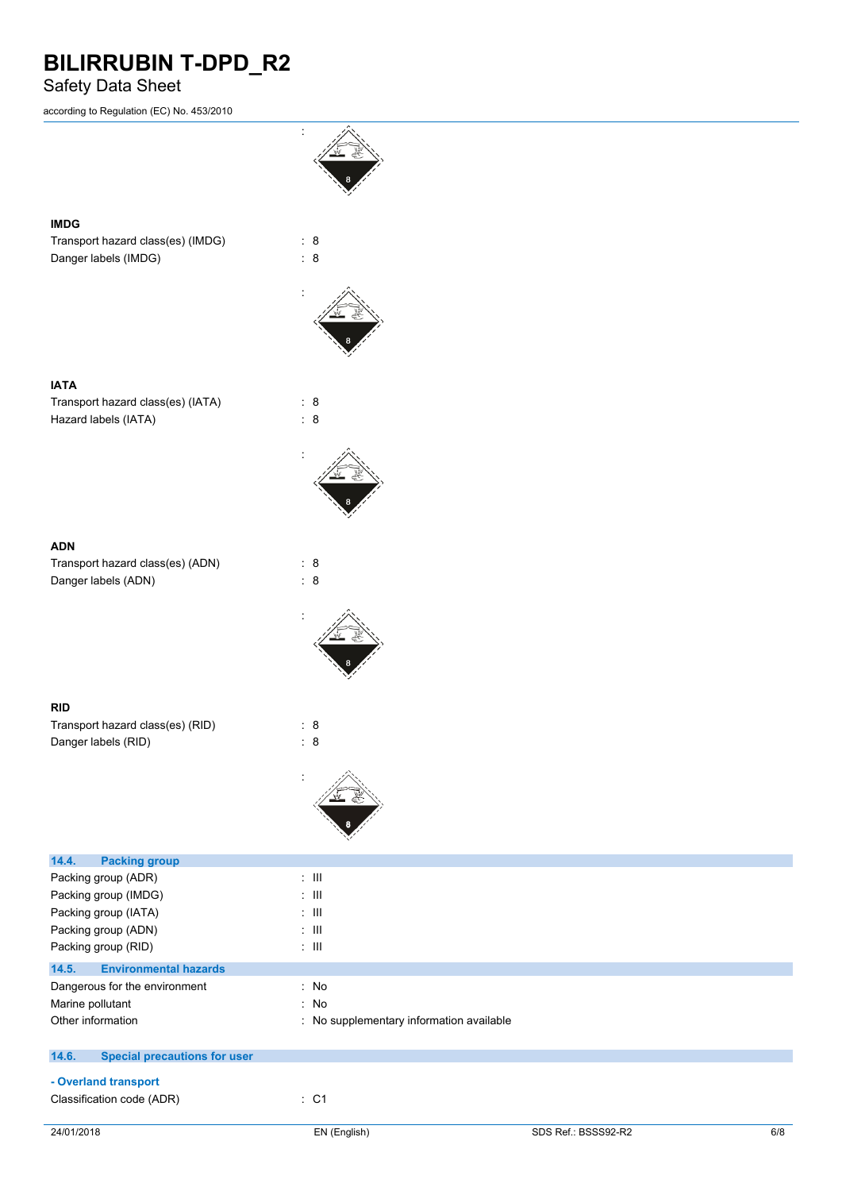:

**IMDG**

Transport hazard class(es) (IMDG) : 8

Danger labels (IMDG) : 8

:

**IATA**

Transport hazard class(es) (IATA) : 8

Hazard labels (IATA) : 8

:

**ADN**

Transport hazard class(es) (ADN) : 8

Danger labels (ADN) : 8

:

**RID**

Transport hazard class(es) (RID) : 8

Danger labels (RID) : 8

:

## 14.4. Packing group

Packing group (ADR) : III

Packing group (IMDG) : III

Packing group (IATA) : III

Packing group (ADN) : III

Packing group (RID) : III

## 14.5. Environmental hazards

Dangerous for the environment : No

Marine pollutant : No

Other information : No supplementary information available

## 14.6. Special precautions for user

**- Overland transport**

Classification code (ADR) : C1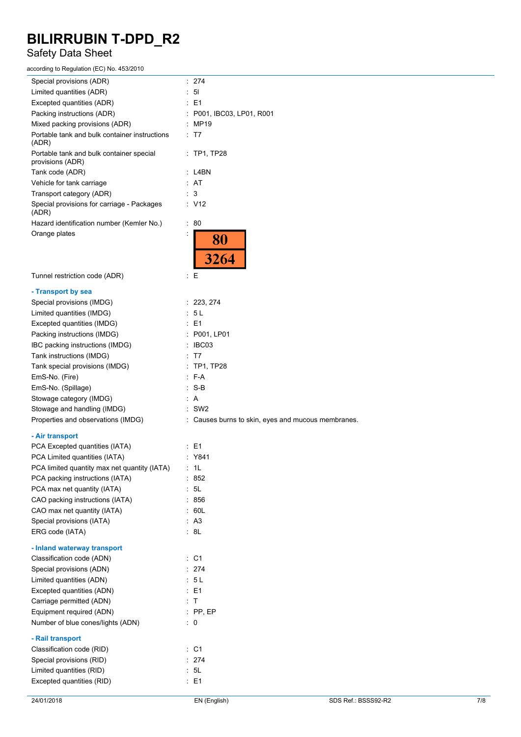| | |
|---|---|
| Special provisions (ADR) | : 274 |
| Limited quantities (ADR) | : 5l |
| Excepted quantities (ADR) | : E1 |
| Packing instructions (ADR) | : P001, IBC03, LP01, R001 |
| Mixed packing provisions (ADR) | : MP19 |
| Portable tank and bulk container instructions (ADR) | : T7 |
| Portable tank and bulk container special provisions (ADR) | : TP1, TP28 |
| Tank code (ADR) | : L4BN |
| Vehicle for tank carriage | : AT |
| Transport category (ADR) | : 3 |
| Special provisions for carriage - Packages (ADR) | : V12 |
| Hazard identification number (Kemler No.) | : 80 |
| Orange plates | : 80 / 3264 |
| Tunnel restriction code (ADR) | : E |

**- Transport by sea**

| | |
|---|---|
| Special provisions (IMDG) | : 223, 274 |
| Limited quantities (IMDG) | : 5 L |
| Excepted quantities (IMDG) | : E1 |
| Packing instructions (IMDG) | : P001, LP01 |
| IBC packing instructions (IMDG) | : IBC03 |
| Tank instructions (IMDG) | : T7 |
| Tank special provisions (IMDG) | : TP1, TP28 |
| EmS-No. (Fire) | : F-A |
| EmS-No. (Spillage) | : S-B |
| Stowage category (IMDG) | : A |
| Stowage and handling (IMDG) | : SW2 |
| Properties and observations (IMDG) | : Causes burns to skin, eyes and mucous membranes. |

**- Air transport**

| | |
|---|---|
| PCA Excepted quantities (IATA) | : E1 |
| PCA Limited quantities (IATA) | : Y841 |
| PCA limited quantity max net quantity (IATA) | : 1L |
| PCA packing instructions (IATA) | : 852 |
| PCA max net quantity (IATA) | : 5L |
| CAO packing instructions (IATA) | : 856 |
| CAO max net quantity (IATA) | : 60L |
| Special provisions (IATA) | : A3 |
| ERG code (IATA) | : 8L |

**- Inland waterway transport**

| | |
|---|---|
| Classification code (ADN) | : C1 |
| Special provisions (ADN) | : 274 |
| Limited quantities (ADN) | : 5 L |
| Excepted quantities (ADN) | : E1 |
| Carriage permitted (ADN) | : T |
| Equipment required (ADN) | : PP, EP |
| Number of blue cones/lights (ADN) | : 0 |

**- Rail transport**

| | |
|---|---|
| Classification code (RID) | : C1 |
| Special provisions (RID) | : 274 |
| Limited quantities (RID) | : 5L |
| Excepted quantities (RID) | : E1 |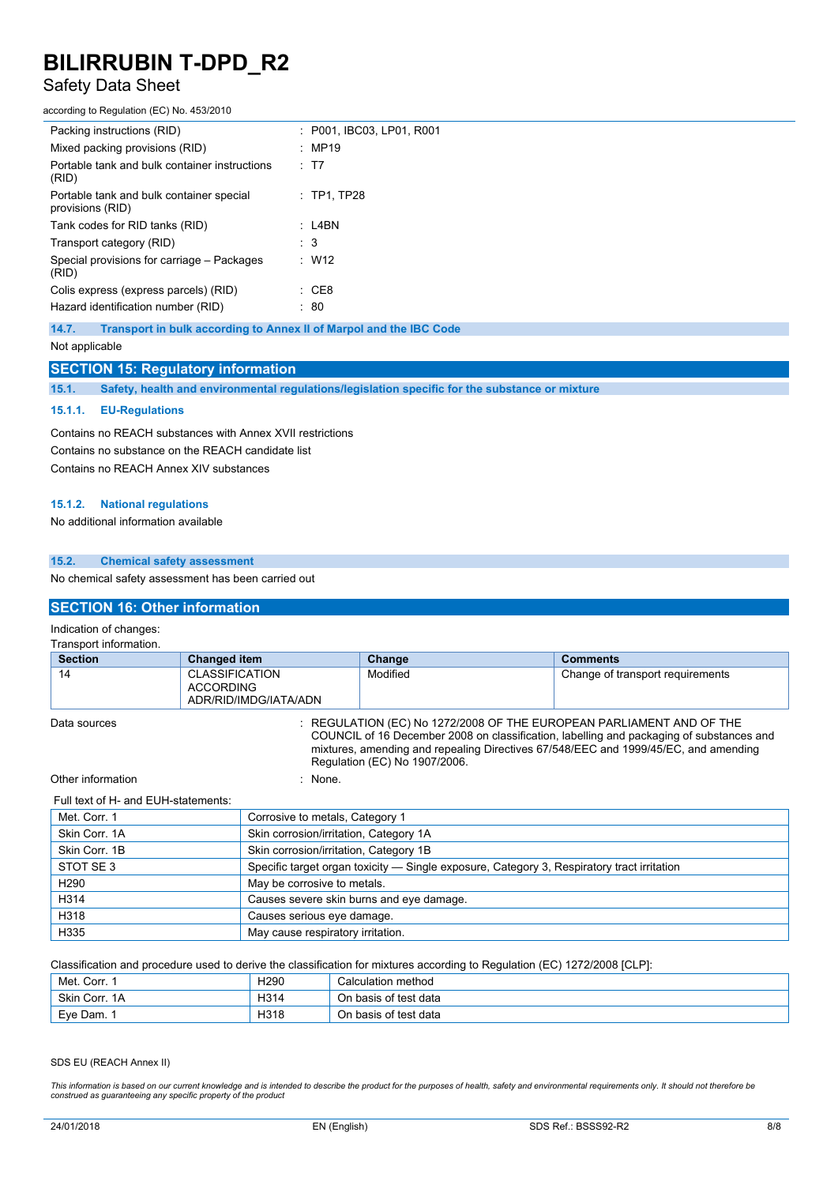| | |
|---|---|
| Packing instructions (RID) | : P001, IBC03, LP01, R001 |
| Mixed packing provisions (RID) | : MP19 |
| Portable tank and bulk container instructions (RID) | : T7 |
| Portable tank and bulk container special provisions (RID) | : TP1, TP28 |
| Tank codes for RID tanks (RID) | : L4BN |
| Transport category (RID) | : 3 |
| Special provisions for carriage – Packages (RID) | : W12 |
| Colis express (express parcels) (RID) | : CE8 |
| Hazard identification number (RID) | : 80 |

### 14.7. Transport in bulk according to Annex II of Marpol and the IBC Code

Not applicable

## SECTION 15: Regulatory information

### 15.1. Safety, health and environmental regulations/legislation specific for the substance or mixture

#### 15.1.1. EU-Regulations

Contains no REACH substances with Annex XVII restrictions

Contains no substance on the REACH candidate list

Contains no REACH Annex XIV substances

#### 15.1.2. National regulations

No additional information available

### 15.2. Chemical safety assessment

No chemical safety assessment has been carried out

## SECTION 16: Other information

Indication of changes:

Transport information.

| Section | Changed item | Change | Comments |
|---|---|---|---|
| 14 | CLASSIFICATION ACCORDING ADR/RID/IMDG/IATA/ADN | Modified | Change of transport requirements |

| | |
|---|---|
| Data sources | : REGULATION (EC) No 1272/2008 OF THE EUROPEAN PARLIAMENT AND OF THE COUNCIL of 16 December 2008 on classification, labelling and packaging of substances and mixtures, amending and repealing Directives 67/548/EEC and 1999/45/EC, and amending Regulation (EC) No 1907/2006. |
| Other information | : None. |

Full text of H- and EUH-statements:

| | |
|---|---|
| Met. Corr. 1 | Corrosive to metals, Category 1 |
| Skin Corr. 1A | Skin corrosion/irritation, Category 1A |
| Skin Corr. 1B | Skin corrosion/irritation, Category 1B |
| STOT SE 3 | Specific target organ toxicity — Single exposure, Category 3, Respiratory tract irritation |
| H290 | May be corrosive to metals. |
| H314 | Causes severe skin burns and eye damage. |
| H318 | Causes serious eye damage. |
| H335 | May cause respiratory irritation. |

Classification and procedure used to derive the classification for mixtures according to Regulation (EC) 1272/2008 [CLP]:

| | | |
|---|---|---|
| Met. Corr. 1 | H290 | Calculation method |
| Skin Corr. 1A | H314 | On basis of test data |
| Eye Dam. 1 | H318 | On basis of test data |

SDS EU (REACH Annex II)

*This information is based on our current knowledge and is intended to describe the product for the purposes of health, safety and environmental requirements only. It should not therefore be construed as guaranteeing any specific property of the product*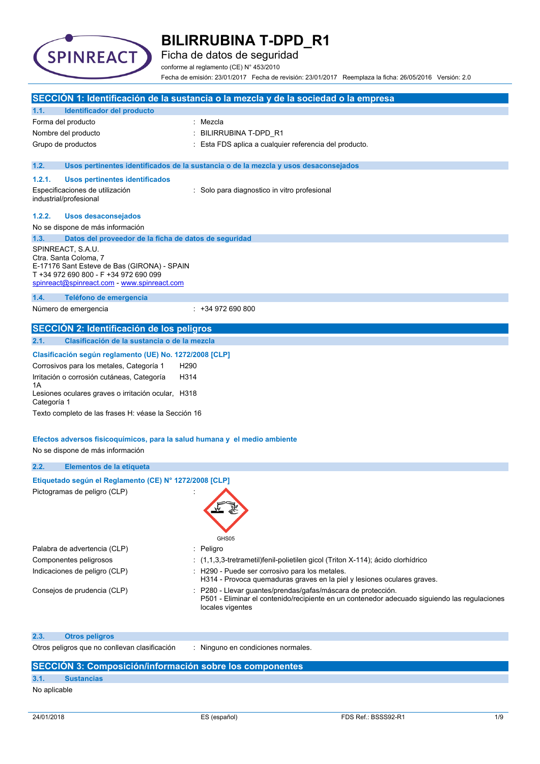# BILIRRUBINA T-DPD_R1

Ficha de datos de seguridad

conforme al reglamento (CE) N° 453/2010

Fecha de emisión: 23/01/2017 Fecha de revisión: 23/01/2017 Reemplaza la ficha: 26/05/2016 Versión: 2.0

## SECCIÓN 1: Identificación de la sustancia o la mezcla y de la sociedad o la empresa

### 1.1. Identificador del producto

| | |
|---|---|
| Forma del producto | : Mezcla |
| Nombre del producto | : BILIRRUBINA T-DPD_R1 |
| Grupo de productos | : Esta FDS aplica a cualquier referencia del producto. |

### 1.2. Usos pertinentes identificados de la sustancia o de la mezcla y usos desaconsejados

#### 1.2.1. Usos pertinentes identificados

| | |
|---|---|
| Especificaciones de utilización industrial/profesional | : Solo para diagnostico in vitro profesional |

#### 1.2.2. Usos desaconsejados

No se dispone de más información

### 1.3. Datos del proveedor de la ficha de datos de seguridad

SPINREACT, S.A.U.
Ctra. Santa Coloma, 7
E-17176 Sant Esteve de Bas (GIRONA) - SPAIN
T +34 972 690 800 - F +34 972 690 099
spinreact@spinreact.com - www.spinreact.com

### 1.4. Teléfono de emergencia

| | |
|---|---|
| Número de emergencia | : +34 972 690 800 |

## SECCIÓN 2: Identificación de los peligros

### 2.1. Clasificación de la sustancia o de la mezcla

**Clasificación según reglamento (UE) No. 1272/2008 [CLP]**

| | |
|---|---|
| Corrosivos para los metales, Categoría 1 | H290 |
| Irritación o corrosión cutáneas, Categoría 1A | H314 |
| Lesiones oculares graves o irritación ocular, Categoría 1 | H318 |

Texto completo de las frases H: véase la Sección 16

**Efectos adversos fisicoquímicos, para la salud humana y el medio ambiente**

No se dispone de más información

### 2.2. Elementos de la etiqueta

**Etiquetado según el Reglamento (CE) N° 1272/2008 [CLP]**

| | |
|---|---|
| Pictogramas de peligro (CLP) | : GHS05 |
| Palabra de advertencia (CLP) | : Peligro |
| Componentes peligrosos | : (1,1,3,3-tretrametil)fenil-polietilen gicol (Triton X-114); ácido clorhídrico |
| Indicaciones de peligro (CLP) | : H290 - Puede ser corrosivo para los metales.<br>H314 - Provoca quemaduras graves en la piel y lesiones oculares graves. |
| Consejos de prudencia (CLP) | : P280 - Llevar guantes/prendas/gafas/máscara de protección.<br>P501 - Eliminar el contenido/recipiente en un contenedor adecuado siguiendo las regulaciones locales vigentes |

### 2.3. Otros peligros

| | |
|---|---|
| Otros peligros que no conllevan clasificación | : Ninguno en condiciones normales. |

## SECCIÓN 3: Composición/información sobre los componentes

### 3.1. Sustancias

No aplicable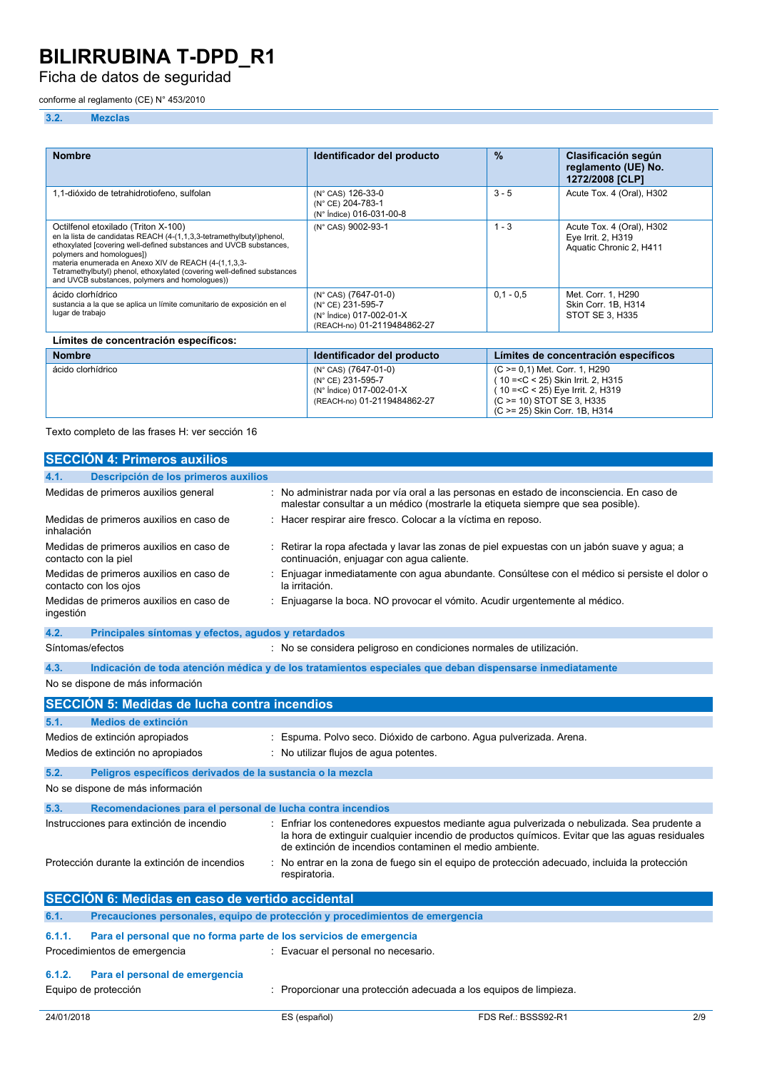### 3.2. Mezclas

| Nombre | Identificador del producto | % | Clasificación según reglamento (UE) No. 1272/2008 [CLP] |
|---|---|---|---|
| 1,1-dióxido de tetrahidrotiofeno, sulfolan | (N° CAS) 126-33-0<br>(N° CE) 204-783-1<br>(N° Índice) 016-031-00-8 | 3 - 5 | Acute Tox. 4 (Oral), H302 |
| Octilfenol etoxilado (Triton X-100)<br>en la lista de candidatas REACH (4-(1,1,3,3-tetramethylbutyl)phenol, ethoxylated [covering well-defined substances and UVCB substances, polymers and homologues])<br>materia enumerada en Anexo XIV de REACH (4-(1,1,3,3-Tetramethylbutyl) phenol, ethoxylated (covering well-defined substances and UVCB substances, polymers and homologues)) | (N° CAS) 9002-93-1 | 1 - 3 | Acute Tox. 4 (Oral), H302<br>Eye Irrit. 2, H319<br>Aquatic Chronic 2, H411 |
| ácido clorhídrico<br>sustancia a la que se aplica un límite comunitario de exposición en el lugar de trabajo | (N° CAS) (7647-01-0)<br>(N° CE) 231-595-7<br>(N° Índice) 017-002-01-X<br>(REACH-no) 01-2119484862-27 | 0,1 - 0,5 | Met. Corr. 1, H290<br>Skin Corr. 1B, H314<br>STOT SE 3, H335 |

**Límites de concentración específicos:**

| Nombre | Identificador del producto | Límites de concentración específicos |
|---|---|---|
| ácido clorhídrico | (N° CAS) (7647-01-0)<br>(N° CE) 231-595-7<br>(N° Índice) 017-002-01-X<br>(REACH-no) 01-2119484862-27 | (C >= 0,1) Met. Corr. 1, H290<br>( 10 =<C < 25) Skin Irrit. 2, H315<br>( 10 =<C < 25) Eye Irrit. 2, H319<br>(C >= 10) STOT SE 3, H335<br>(C >= 25) Skin Corr. 1B, H314 |

Texto completo de las frases H: ver sección 16

## SECCIÓN 4: Primeros auxilios

### 4.1. Descripción de los primeros auxilios

Medidas de primeros auxilios general : No administrar nada por vía oral a las personas en estado de inconsciencia. En caso de malestar consultar a un médico (mostrarle la etiqueta siempre que sea posible).

Medidas de primeros auxilios en caso de inhalación : Hacer respirar aire fresco. Colocar a la víctima en reposo.

Medidas de primeros auxilios en caso de contacto con la piel : Retirar la ropa afectada y lavar las zonas de piel expuestas con un jabón suave y agua; a continuación, enjuagar con agua caliente.

Medidas de primeros auxilios en caso de contacto con los ojos : Enjuagar inmediatamente con agua abundante. Consúltese con el médico si persiste el dolor o la irritación.

Medidas de primeros auxilios en caso de ingestión : Enjuagarse la boca. NO provocar el vómito. Acudir urgentemente al médico.

### 4.2. Principales síntomas y efectos, agudos y retardados

Síntomas/efectos : No se considera peligroso en condiciones normales de utilización.

### 4.3. Indicación de toda atención médica y de los tratamientos especiales que deban dispensarse inmediatamente

No se dispone de más información

## SECCIÓN 5: Medidas de lucha contra incendios

### 5.1. Medios de extinción

Medios de extinción apropiados : Espuma. Polvo seco. Dióxido de carbono. Agua pulverizada. Arena.

Medios de extinción no apropiados : No utilizar flujos de agua potentes.

### 5.2. Peligros específicos derivados de la sustancia o la mezcla

No se dispone de más información

### 5.3. Recomendaciones para el personal de lucha contra incendios

Instrucciones para extinción de incendio : Enfriar los contenedores expuestos mediante agua pulverizada o nebulizada. Sea prudente a la hora de extinguir cualquier incendio de productos químicos. Evitar que las aguas residuales de extinción de incendios contaminen el medio ambiente.

Protección durante la extinción de incendios : No entrar en la zona de fuego sin el equipo de protección adecuado, incluida la protección respiratoria.

## SECCIÓN 6: Medidas en caso de vertido accidental

### 6.1. Precauciones personales, equipo de protección y procedimientos de emergencia

#### 6.1.1. Para el personal que no forma parte de los servicios de emergencia

Procedimientos de emergencia : Evacuar el personal no necesario.

#### 6.1.2. Para el personal de emergencia

Equipo de protección : Proporcionar una protección adecuada a los equipos de limpieza.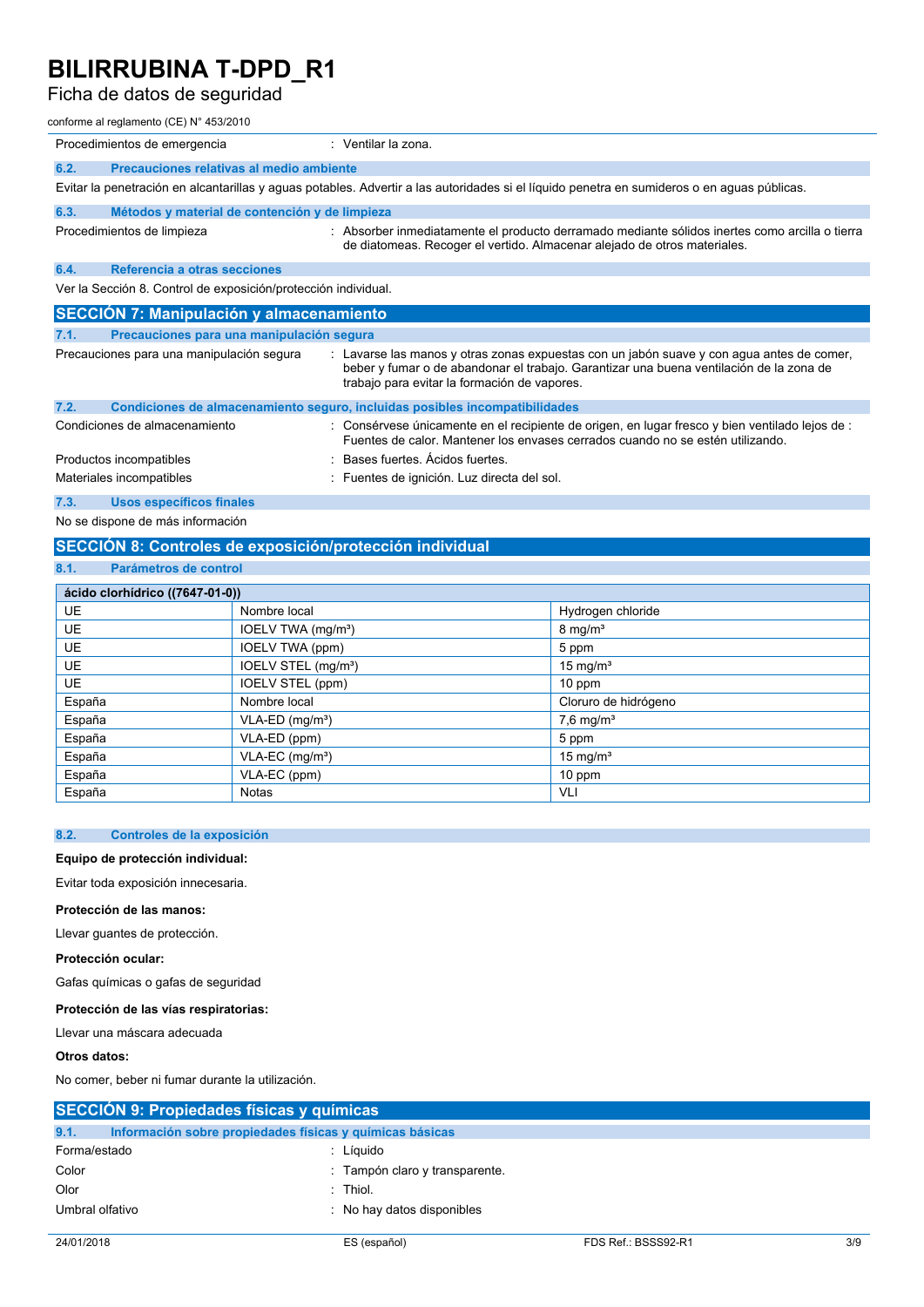| | |
|---|---|
| Procedimientos de emergencia | : Ventilar la zona. |

### 6.2. Precauciones relativas al medio ambiente

Evitar la penetración en alcantarillas y aguas potables. Advertir a las autoridades si el líquido penetra en sumideros o en aguas públicas.

### 6.3. Métodos y material de contención y de limpieza

| | |
|---|---|
| Procedimientos de limpieza | : Absorber inmediatamente el producto derramado mediante sólidos inertes como arcilla o tierra de diatomeas. Recoger el vertido. Almacenar alejado de otros materiales. |

### 6.4. Referencia a otras secciones

Ver la Sección 8. Control de exposición/protección individual.

## SECCIÓN 7: Manipulación y almacenamiento

### 7.1. Precauciones para una manipulación segura

| | |
|---|---|
| Precauciones para una manipulación segura | : Lavarse las manos y otras zonas expuestas con un jabón suave y con agua antes de comer, beber y fumar o de abandonar el trabajo. Garantizar una buena ventilación de la zona de trabajo para evitar la formación de vapores. |

### 7.2. Condiciones de almacenamiento seguro, incluidas posibles incompatibilidades

| | |
|---|---|
| Condiciones de almacenamiento | : Consérvese únicamente en el recipiente de origen, en lugar fresco y bien ventilado lejos de : Fuentes de calor. Mantener los envases cerrados cuando no se estén utilizando. |
| Productos incompatibles | : Bases fuertes. Ácidos fuertes. |
| Materiales incompatibles | : Fuentes de ignición. Luz directa del sol. |

### 7.3. Usos específicos finales

No se dispone de más información

## SECCIÓN 8: Controles de exposición/protección individual

### 8.1. Parámetros de control

| **ácido clorhídrico ((7647-01-0))** | | |
|---|---|---|
| UE | Nombre local | Hydrogen chloride |
| UE | IOELV TWA (mg/m³) | 8 mg/m³ |
| UE | IOELV TWA (ppm) | 5 ppm |
| UE | IOELV STEL (mg/m³) | 15 mg/m³ |
| UE | IOELV STEL (ppm) | 10 ppm |
| España | Nombre local | Cloruro de hidrógeno |
| España | VLA-ED (mg/m³) | 7,6 mg/m³ |
| España | VLA-ED (ppm) | 5 ppm |
| España | VLA-EC (mg/m³) | 15 mg/m³ |
| España | VLA-EC (ppm) | 10 ppm |
| España | Notas | VLI |

### 8.2. Controles de la exposición

**Equipo de protección individual:**

Evitar toda exposición innecesaria.

**Protección de las manos:**

Llevar guantes de protección.

**Protección ocular:**

Gafas químicas o gafas de seguridad

**Protección de las vías respiratorias:**

Llevar una máscara adecuada

**Otros datos:**

No comer, beber ni fumar durante la utilización.

## SECCIÓN 9: Propiedades físicas y químicas

### 9.1. Información sobre propiedades físicas y químicas básicas

| | |
|---|---|
| Forma/estado | : Líquido |
| Color | : Tampón claro y transparente. |
| Olor | : Thiol. |
| Umbral olfativo | : No hay datos disponibles |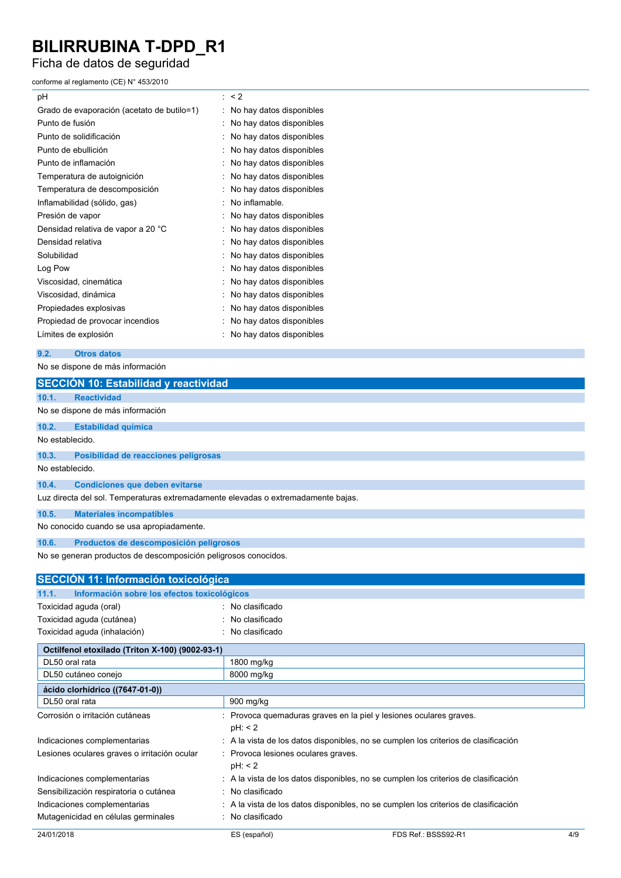| | |
|---|---|
| pH | : < 2 |
| Grado de evaporación (acetato de butilo=1) | : No hay datos disponibles |
| Punto de fusión | : No hay datos disponibles |
| Punto de solidificación | : No hay datos disponibles |
| Punto de ebullición | : No hay datos disponibles |
| Punto de inflamación | : No hay datos disponibles |
| Temperatura de autoignición | : No hay datos disponibles |
| Temperatura de descomposición | : No hay datos disponibles |
| Inflamabilidad (sólido, gas) | : No inflamable. |
| Presión de vapor | : No hay datos disponibles |
| Densidad relativa de vapor a 20 °C | : No hay datos disponibles |
| Densidad relativa | : No hay datos disponibles |
| Solubilidad | : No hay datos disponibles |
| Log Pow | : No hay datos disponibles |
| Viscosidad, cinemática | : No hay datos disponibles |
| Viscosidad, dinámica | : No hay datos disponibles |
| Propiedades explosivas | : No hay datos disponibles |
| Propiedad de provocar incendios | : No hay datos disponibles |
| Límites de explosión | : No hay datos disponibles |

### 9.2. Otros datos

No se dispone de más información

## SECCIÓN 10: Estabilidad y reactividad

### 10.1. Reactividad

No se dispone de más información

### 10.2. Estabilidad química

No establecido.

### 10.3. Posibilidad de reacciones peligrosas

No establecido.

### 10.4. Condiciones que deben evitarse

Luz directa del sol. Temperaturas extremadamente elevadas o extremadamente bajas.

### 10.5. Materiales incompatibles

No conocido cuando se usa apropiadamente.

### 10.6. Productos de descomposición peligrosos

No se generan productos de descomposición peligrosos conocidos.

## SECCIÓN 11: Información toxicológica

### 11.1. Información sobre los efectos toxicológicos

| | |
|---|---|
| Toxicidad aguda (oral) | : No clasificado |
| Toxicidad aguda (cutánea) | : No clasificado |
| Toxicidad aguda (inhalación) | : No clasificado |

| **Octilfenol etoxilado (Triton X-100) (9002-93-1)** | |
|---|---|
| DL50 oral rata | 1800 mg/kg |
| DL50 cutáneo conejo | 8000 mg/kg |
| **ácido clorhídrico ((7647-01-0))** | |
| DL50 oral rata | 900 mg/kg |

| | |
|---|---|
| Corrosión o irritación cutáneas | : Provoca quemaduras graves en la piel y lesiones oculares graves.<br>pH: < 2 |
| Indicaciones complementarias | : A la vista de los datos disponibles, no se cumplen los criterios de clasificación |
| Lesiones oculares graves o irritación ocular | : Provoca lesiones oculares graves.<br>pH: < 2 |
| Indicaciones complementarias | : A la vista de los datos disponibles, no se cumplen los criterios de clasificación |
| Sensibilización respiratoria o cutánea | : No clasificado |
| Indicaciones complementarias | : A la vista de los datos disponibles, no se cumplen los criterios de clasificación |
| Mutagenicidad en células germinales | : No clasificado |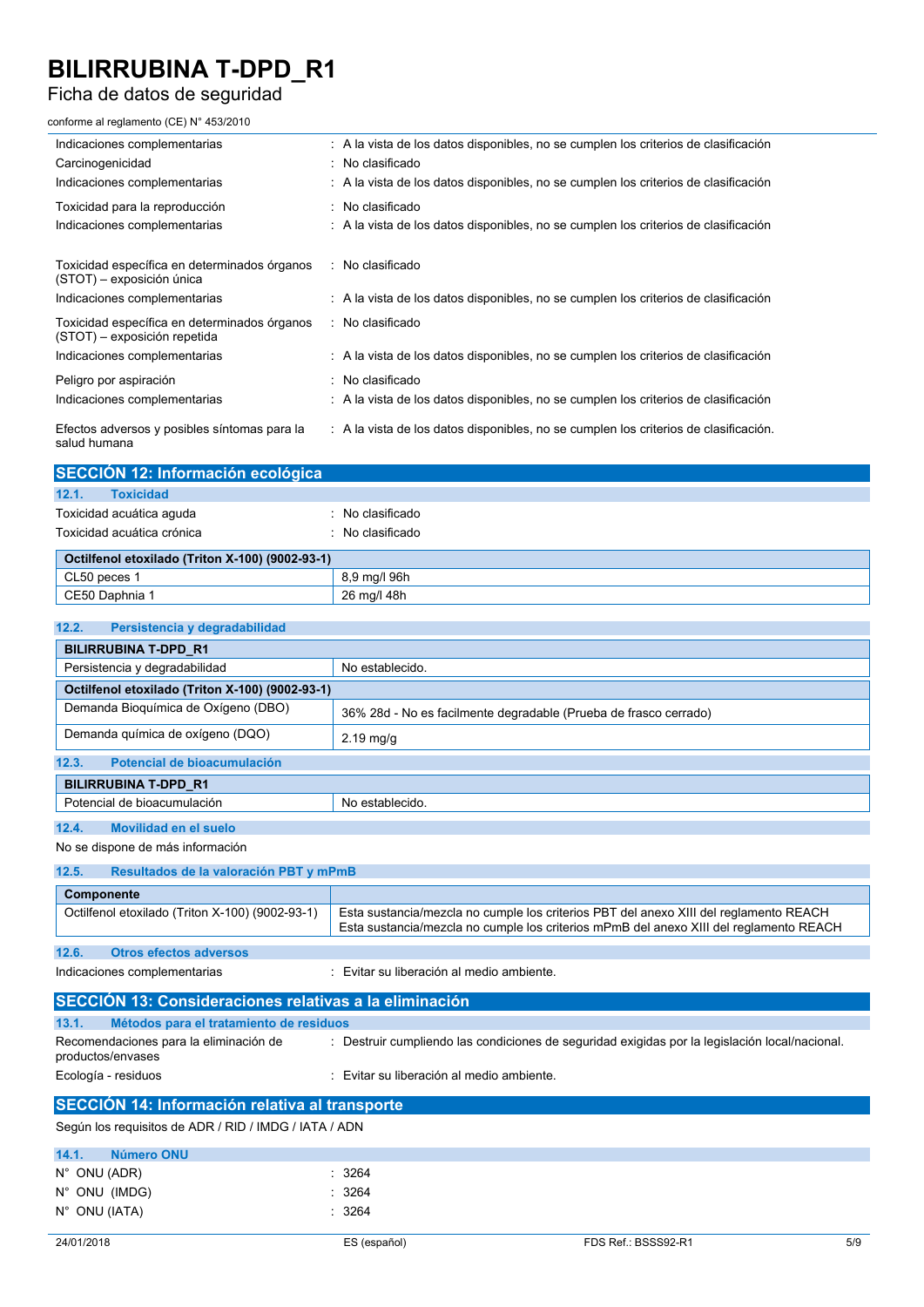| | |
|---|---|
| Indicaciones complementarias | : A la vista de los datos disponibles, no se cumplen los criterios de clasificación |
| Carcinogenicidad | : No clasificado |
| Indicaciones complementarias | : A la vista de los datos disponibles, no se cumplen los criterios de clasificación |
| Toxicidad para la reproducción | : No clasificado |
| Indicaciones complementarias | : A la vista de los datos disponibles, no se cumplen los criterios de clasificación |
| Toxicidad específica en determinados órganos (STOT) – exposición única | : No clasificado |
| Indicaciones complementarias | : A la vista de los datos disponibles, no se cumplen los criterios de clasificación |
| Toxicidad específica en determinados órganos (STOT) – exposición repetida | : No clasificado |
| Indicaciones complementarias | : A la vista de los datos disponibles, no se cumplen los criterios de clasificación |
| Peligro por aspiración | : No clasificado |
| Indicaciones complementarias | : A la vista de los datos disponibles, no se cumplen los criterios de clasificación |
| Efectos adversos y posibles síntomas para la salud humana | : A la vista de los datos disponibles, no se cumplen los criterios de clasificación. |

## SECCIÓN 12: Información ecológica

### 12.1. Toxicidad

Toxicidad acuática aguda : No clasificado

Toxicidad acuática crónica : No clasificado

| Octilfenol etoxilado (Triton X-100) (9002-93-1) | |
|---|---|
| CL50 peces 1 | 8,9 mg/l 96h |
| CE50 Daphnia 1 | 26 mg/l 48h |

### 12.2. Persistencia y degradabilidad

| BILIRRUBINA T-DPD_R1 | |
|---|---|
| Persistencia y degradabilidad | No establecido. |
| **Octilfenol etoxilado (Triton X-100) (9002-93-1)** | |
| Demanda Bioquímica de Oxígeno (DBO) | 36% 28d - No es facilmente degradable (Prueba de frasco cerrado) |
| Demanda química de oxígeno (DQO) | 2.19 mg/g |

### 12.3. Potencial de bioacumulación

| BILIRRUBINA T-DPD_R1 | |
|---|---|
| Potencial de bioacumulación | No establecido. |

### 12.4. Movilidad en el suelo

No se dispone de más información

### 12.5. Resultados de la valoración PBT y mPmB

| Componente | |
|---|---|
| Octilfenol etoxilado (Triton X-100) (9002-93-1) | Esta sustancia/mezcla no cumple los criterios PBT del anexo XIII del reglamento REACH<br>Esta sustancia/mezcla no cumple los criterios mPmB del anexo XIII del reglamento REACH |

### 12.6. Otros efectos adversos

Indicaciones complementarias : Evitar su liberación al medio ambiente.

## SECCIÓN 13: Consideraciones relativas a la eliminación

### 13.1. Métodos para el tratamiento de residuos

Recomendaciones para la eliminación de productos/envases : Destruir cumpliendo las condiciones de seguridad exigidas por la legislación local/nacional.

Ecología - residuos : Evitar su liberación al medio ambiente.

## SECCIÓN 14: Información relativa al transporte

Según los requisitos de ADR / RID / IMDG / IATA / ADN

### 14.1. Número ONU

N° ONU (ADR) : 3264

N° ONU (IMDG) : 3264

N° ONU (IATA) : 3264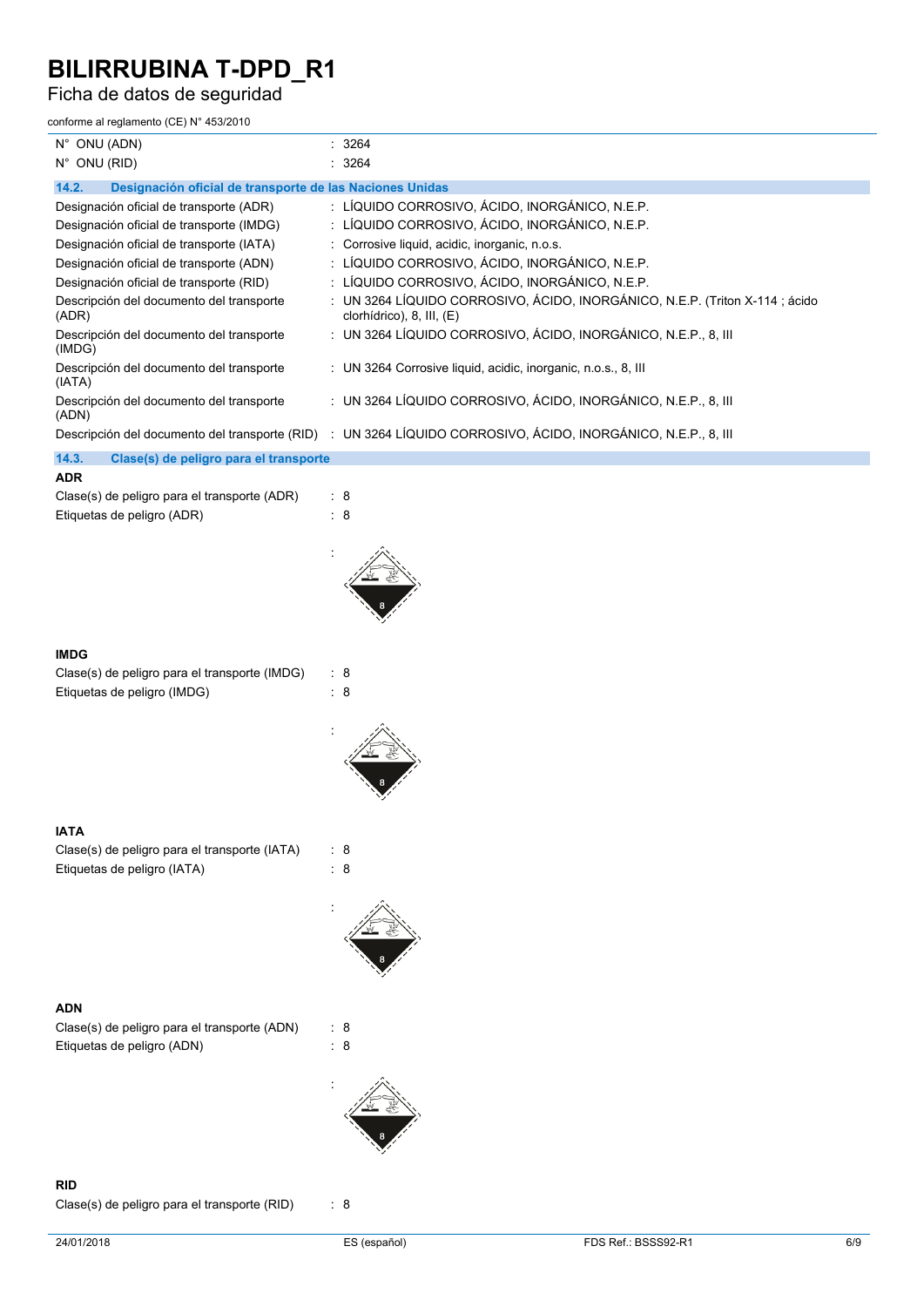| | |
|---|---|
| N° ONU (ADN) | : 3264 |
| N° ONU (RID) | : 3264 |

### 14.2. Designación oficial de transporte de las Naciones Unidas

| | |
|---|---|
| Designación oficial de transporte (ADR) | : LÍQUIDO CORROSIVO, ÁCIDO, INORGÁNICO, N.E.P. |
| Designación oficial de transporte (IMDG) | : LÍQUIDO CORROSIVO, ÁCIDO, INORGÁNICO, N.E.P. |
| Designación oficial de transporte (IATA) | : Corrosive liquid, acidic, inorganic, n.o.s. |
| Designación oficial de transporte (ADN) | : LÍQUIDO CORROSIVO, ÁCIDO, INORGÁNICO, N.E.P. |
| Designación oficial de transporte (RID) | : LÍQUIDO CORROSIVO, ÁCIDO, INORGÁNICO, N.E.P. |
| Descripción del documento del transporte (ADR) | : UN 3264 LÍQUIDO CORROSIVO, ÁCIDO, INORGÁNICO, N.E.P. (Triton X-114 ; ácido clorhídrico), 8, III, (E) |
| Descripción del documento del transporte (IMDG) | : UN 3264 LÍQUIDO CORROSIVO, ÁCIDO, INORGÁNICO, N.E.P., 8, III |
| Descripción del documento del transporte (IATA) | : UN 3264 Corrosive liquid, acidic, inorganic, n.o.s., 8, III |
| Descripción del documento del transporte (ADN) | : UN 3264 LÍQUIDO CORROSIVO, ÁCIDO, INORGÁNICO, N.E.P., 8, III |
| Descripción del documento del transporte (RID) | : UN 3264 LÍQUIDO CORROSIVO, ÁCIDO, INORGÁNICO, N.E.P., 8, III |

### 14.3. Clase(s) de peligro para el transporte

**ADR**

| | |
|---|---|
| Clase(s) de peligro para el transporte (ADR) | : 8 |
| Etiquetas de peligro (ADR) | : 8 |

**IMDG**

| | |
|---|---|
| Clase(s) de peligro para el transporte (IMDG) | : 8 |
| Etiquetas de peligro (IMDG) | : 8 |

**IATA**

| | |
|---|---|
| Clase(s) de peligro para el transporte (IATA) | : 8 |
| Etiquetas de peligro (IATA) | : 8 |

**ADN**

| | |
|---|---|
| Clase(s) de peligro para el transporte (ADN) | : 8 |
| Etiquetas de peligro (ADN) | : 8 |

**RID**

| | |
|---|---|
| Clase(s) de peligro para el transporte (RID) | : 8 |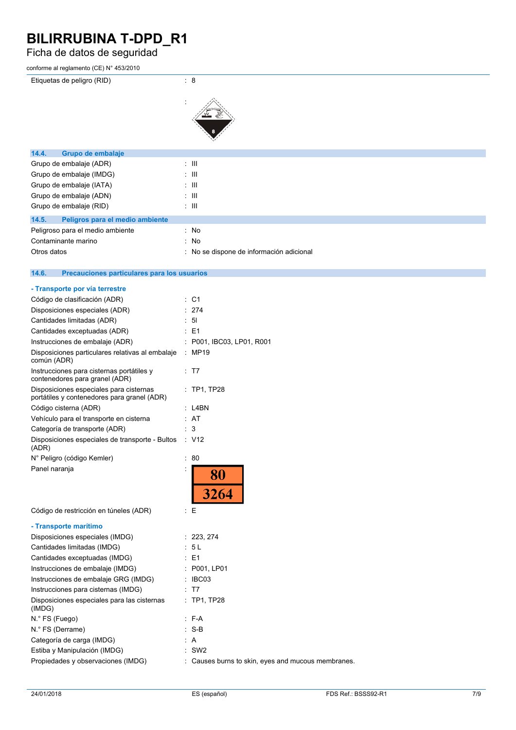| | |
|---|---|
| Etiquetas de peligro (RID) | : 8 |
| | : |

### 14.4. Grupo de embalaje

| | |
|---|---|
| Grupo de embalaje (ADR) | : III |
| Grupo de embalaje (IMDG) | : III |
| Grupo de embalaje (IATA) | : III |
| Grupo de embalaje (ADN) | : III |
| Grupo de embalaje (RID) | : III |

### 14.5. Peligros para el medio ambiente

| | |
|---|---|
| Peligroso para el medio ambiente | : No |
| Contaminante marino | : No |
| Otros datos | : No se dispone de información adicional |

### 14.6. Precauciones particulares para los usuarios

**- Transporte por vía terrestre**

| | |
|---|---|
| Código de clasificación (ADR) | : C1 |
| Disposiciones especiales (ADR) | : 274 |
| Cantidades limitadas (ADR) | : 5l |
| Cantidades exceptuadas (ADR) | : E1 |
| Instrucciones de embalaje (ADR) | : P001, IBC03, LP01, R001 |
| Disposiciones particulares relativas al embalaje común (ADR) | : MP19 |
| Instrucciones para cisternas portátiles y contenedores para granel (ADR) | : T7 |
| Disposiciones especiales para cisternas portátiles y contenedores para granel (ADR) | : TP1, TP28 |
| Código cisterna (ADR) | : L4BN |
| Vehículo para el transporte en cisterna | : AT |
| Categoría de transporte (ADR) | : 3 |
| Disposiciones especiales de transporte - Bultos (ADR) | : V12 |
| N° Peligro (código Kemler) | : 80 |
| Panel naranja | : 80 / 3264 |
| Código de restricción en túneles (ADR) | : E |

**- Transporte marítimo**

| | |
|---|---|
| Disposiciones especiales (IMDG) | : 223, 274 |
| Cantidades limitadas (IMDG) | : 5 L |
| Cantidades exceptuadas (IMDG) | : E1 |
| Instrucciones de embalaje (IMDG) | : P001, LP01 |
| Instrucciones de embalaje GRG (IMDG) | : IBC03 |
| Instrucciones para cisternas (IMDG) | : T7 |
| Disposiciones especiales para las cisternas (IMDG) | : TP1, TP28 |
| N.° FS (Fuego) | : F-A |
| N.° FS (Derrame) | : S-B |
| Categoría de carga (IMDG) | : A |
| Estiba y Manipulación (IMDG) | : SW2 |
| Propiedades y observaciones (IMDG) | : Causes burns to skin, eyes and mucous membranes. |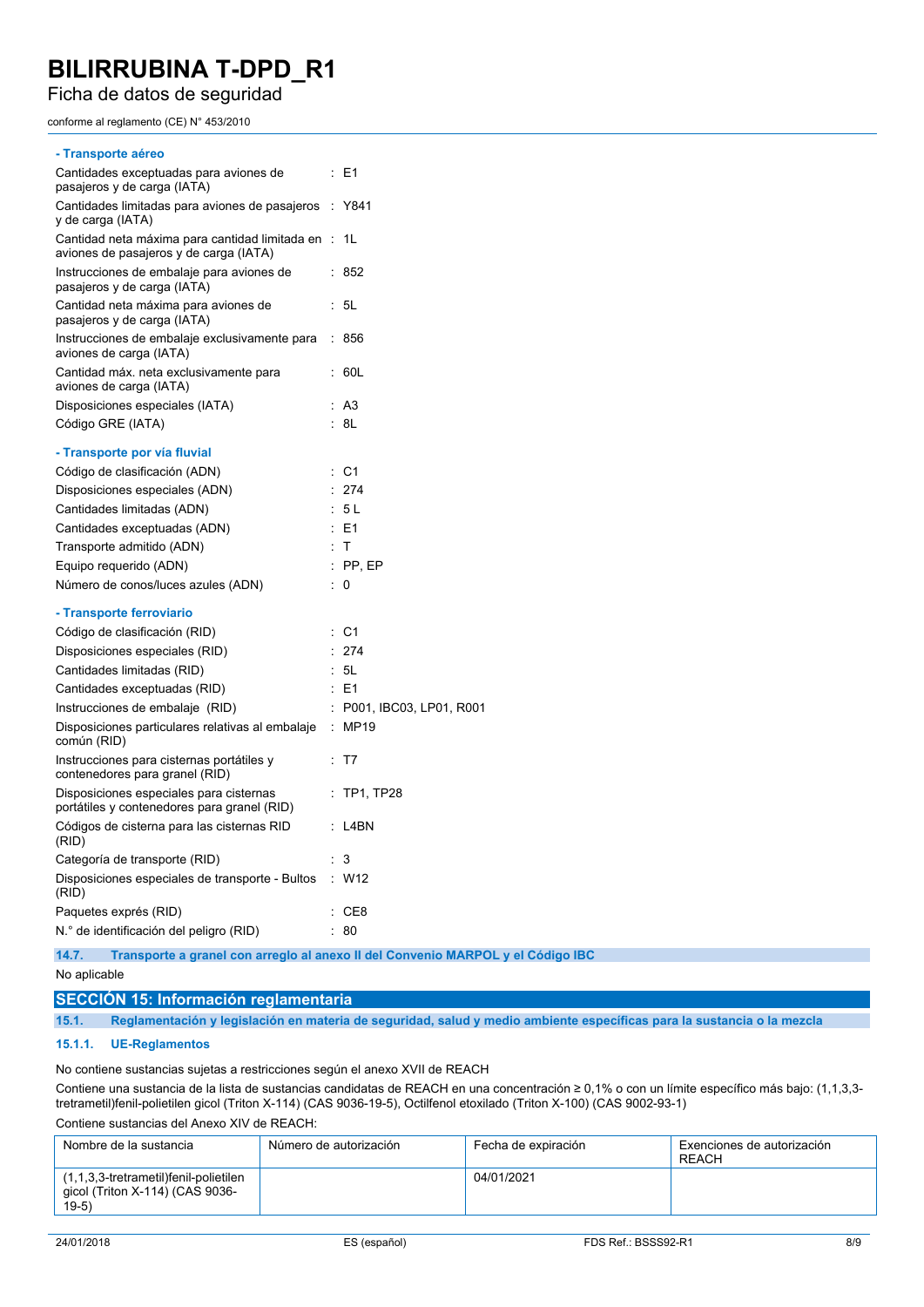**- Transporte aéreo**

| | |
|---|---|
| Cantidades exceptuadas para aviones de pasajeros y de carga (IATA) | : E1 |
| Cantidades limitadas para aviones de pasajeros y de carga (IATA) | : Y841 |
| Cantidad neta máxima para cantidad limitada en aviones de pasajeros y de carga (IATA) | : 1L |
| Instrucciones de embalaje para aviones de pasajeros y de carga (IATA) | : 852 |
| Cantidad neta máxima para aviones de pasajeros y de carga (IATA) | : 5L |
| Instrucciones de embalaje exclusivamente para aviones de carga (IATA) | : 856 |
| Cantidad máx. neta exclusivamente para aviones de carga (IATA) | : 60L |
| Disposiciones especiales (IATA) | : A3 |
| Código GRE (IATA) | : 8L |

**- Transporte por vía fluvial**

| | |
|---|---|
| Código de clasificación (ADN) | : C1 |
| Disposiciones especiales (ADN) | : 274 |
| Cantidades limitadas (ADN) | : 5 L |
| Cantidades exceptuadas (ADN) | : E1 |
| Transporte admitido (ADN) | : T |
| Equipo requerido (ADN) | : PP, EP |
| Número de conos/luces azules (ADN) | : 0 |

**- Transporte ferroviario**

| | |
|---|---|
| Código de clasificación (RID) | : C1 |
| Disposiciones especiales (RID) | : 274 |
| Cantidades limitadas (RID) | : 5L |
| Cantidades exceptuadas (RID) | : E1 |
| Instrucciones de embalaje (RID) | : P001, IBC03, LP01, R001 |
| Disposiciones particulares relativas al embalaje común (RID) | : MP19 |
| Instrucciones para cisternas portátiles y contenedores para granel (RID) | : T7 |
| Disposiciones especiales para cisternas portátiles y contenedores para granel (RID) | : TP1, TP28 |
| Códigos de cisterna para las cisternas RID (RID) | : L4BN |
| Categoría de transporte (RID) | : 3 |
| Disposiciones especiales de transporte - Bultos (RID) | : W12 |
| Paquetes exprés (RID) | : CE8 |
| N.° de identificación del peligro (RID) | : 80 |

### 14.7. Transporte a granel con arreglo al anexo II del Convenio MARPOL y el Código IBC

No aplicable

## SECCIÓN 15: Información reglamentaria

### 15.1. Reglamentación y legislación en materia de seguridad, salud y medio ambiente específicas para la sustancia o la mezcla

#### 15.1.1. UE-Reglamentos

No contiene sustancias sujetas a restricciones según el anexo XVII de REACH

Contiene una sustancia de la lista de sustancias candidatas de REACH en una concentración ≥ 0,1% o con un límite específico más bajo: (1,1,3,3-tretrametil)fenil-polietilen gicol (Triton X-114) (CAS 9036-19-5), Octilfenol etoxilado (Triton X-100) (CAS 9002-93-1)

Contiene sustancias del Anexo XIV de REACH:

| Nombre de la sustancia | Número de autorización | Fecha de expiración | Exenciones de autorización REACH |
|---|---|---|---|
| (1,1,3,3-tretrametil)fenil-polietilen gicol (Triton X-114) (CAS 9036-19-5) | | 04/01/2021 | |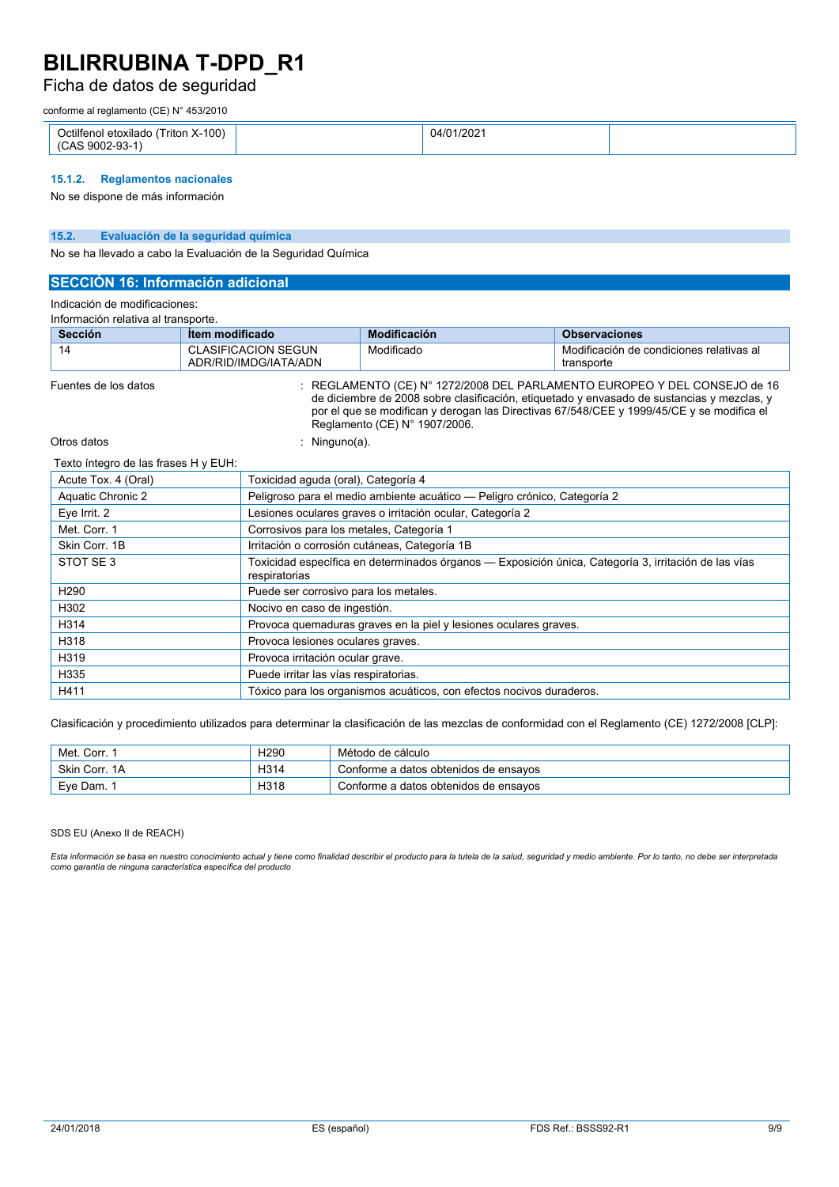| Octilfenol etoxilado (Triton X-100) (CAS 9002-93-1) | | 04/01/2021 | |
|---|---|---|---|

#### 15.1.2. Reglamentos nacionales

No se dispone de más información

### 15.2. Evaluación de la seguridad química

No se ha llevado a cabo la Evaluación de la Seguridad Química

## SECCIÓN 16: Información adicional

Indicación de modificaciones:

Información relativa al transporte.

| Sección | Ítem modificado | Modificación | Observaciones |
|---|---|---|---|
| 14 | CLASIFICACION SEGUN ADR/RID/IMDG/IATA/ADN | Modificado | Modificación de condiciones relativas al transporte |

Fuentes de los datos : REGLAMENTO (CE) N° 1272/2008 DEL PARLAMENTO EUROPEO Y DEL CONSEJO de 16 de diciembre de 2008 sobre clasificación, etiquetado y envasado de sustancias y mezclas, y por el que se modifican y derogan las Directivas 67/548/CEE y 1999/45/CE y se modifica el Reglamento (CE) N° 1907/2006.

Otros datos : Ninguno(a).

Texto íntegro de las frases H y EUH:

| | |
|---|---|
| Acute Tox. 4 (Oral) | Toxicidad aguda (oral), Categoría 4 |
| Aquatic Chronic 2 | Peligroso para el medio ambiente acuático — Peligro crónico, Categoría 2 |
| Eye Irrit. 2 | Lesiones oculares graves o irritación ocular, Categoría 2 |
| Met. Corr. 1 | Corrosivos para los metales, Categoría 1 |
| Skin Corr. 1B | Irritación o corrosión cutáneas, Categoría 1B |
| STOT SE 3 | Toxicidad específica en determinados órganos — Exposición única, Categoría 3, irritación de las vías respiratorias |
| H290 | Puede ser corrosivo para los metales. |
| H302 | Nocivo en caso de ingestión. |
| H314 | Provoca quemaduras graves en la piel y lesiones oculares graves. |
| H318 | Provoca lesiones oculares graves. |
| H319 | Provoca irritación ocular grave. |
| H335 | Puede irritar las vías respiratorias. |
| H411 | Tóxico para los organismos acuáticos, con efectos nocivos duraderos. |

Clasificación y procedimiento utilizados para determinar la clasificación de las mezclas de conformidad con el Reglamento (CE) 1272/2008 [CLP]:

| | | |
|---|---|---|
| Met. Corr. 1 | H290 | Método de cálculo |
| Skin Corr. 1A | H314 | Conforme a datos obtenidos de ensayos |
| Eye Dam. 1 | H318 | Conforme a datos obtenidos de ensayos |

SDS EU (Anexo II de REACH)

*Esta información se basa en nuestro conocimiento actual y tiene como finalidad describir el producto para la tutela de la salud, seguridad y medio ambiente. Por lo tanto, no debe ser interpretada como garantía de ninguna característica específica del producto*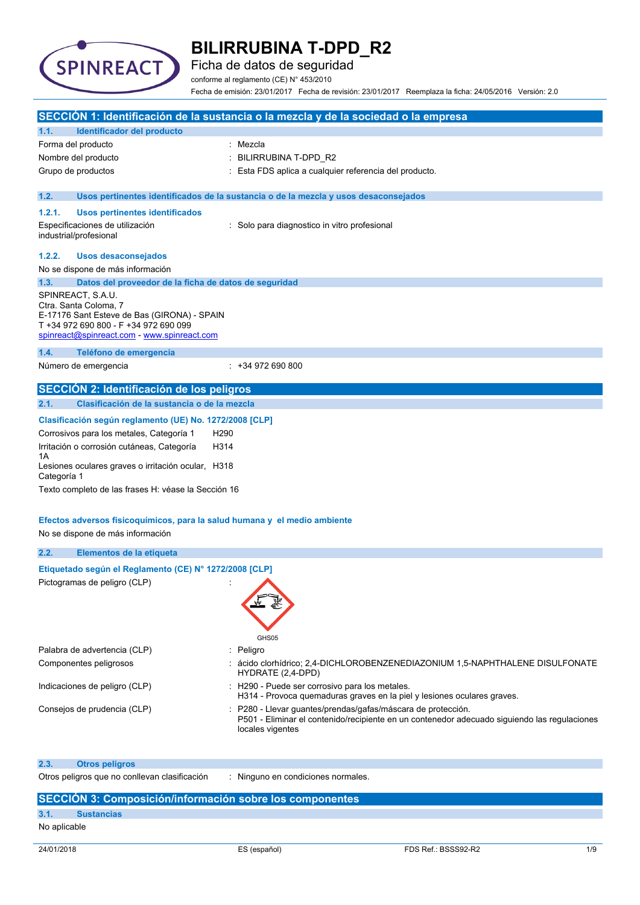# BILIRRUBINA T-DPD_R2

Ficha de datos de seguridad

conforme al reglamento (CE) N° 453/2010

Fecha de emisión: 23/01/2017 Fecha de revisión: 23/01/2017 Reemplaza la ficha: 24/05/2016 Versión: 2.0

## SECCIÓN 1: Identificación de la sustancia o la mezcla y de la sociedad o la empresa

### 1.1. Identificador del producto

| | |
|---|---|
| Forma del producto | : Mezcla |
| Nombre del producto | : BILIRRUBINA T-DPD_R2 |
| Grupo de productos | : Esta FDS aplica a cualquier referencia del producto. |

### 1.2. Usos pertinentes identificados de la sustancia o de la mezcla y usos desaconsejados

#### 1.2.1. Usos pertinentes identificados

Especificaciones de utilización industrial/profesional : Solo para diagnostico in vitro profesional

#### 1.2.2. Usos desaconsejados

No se dispone de más información

### 1.3. Datos del proveedor de la ficha de datos de seguridad

SPINREACT, S.A.U.
Ctra. Santa Coloma, 7
E-17176 Sant Esteve de Bas (GIRONA) - SPAIN
T +34 972 690 800 - F +34 972 690 099
spinreact@spinreact.com - www.spinreact.com

### 1.4. Teléfono de emergencia

Número de emergencia : +34 972 690 800

## SECCIÓN 2: Identificación de los peligros

### 2.1. Clasificación de la sustancia o de la mezcla

**Clasificación según reglamento (UE) No. 1272/2008 [CLP]**

| | |
|---|---|
| Corrosivos para los metales, Categoría 1 | H290 |
| Irritación o corrosión cutáneas, Categoría 1A | H314 |
| Lesiones oculares graves o irritación ocular, Categoría 1 | H318 |

Texto completo de las frases H: véase la Sección 16

**Efectos adversos fisicoquímicos, para la salud humana y el medio ambiente**

No se dispone de más información

### 2.2. Elementos de la etiqueta

**Etiquetado según el Reglamento (CE) N° 1272/2008 [CLP]**

Pictogramas de peligro (CLP) :

GHS05

| | |
|---|---|
| Palabra de advertencia (CLP) | : Peligro |
| Componentes peligrosos | : ácido clorhídrico; 2,4-DICHLOROBENZENEDIAZONIUM 1,5-NAPHTHALENE DISULFONATE HYDRATE (2,4-DPD) |
| Indicaciones de peligro (CLP) | : H290 - Puede ser corrosivo para los metales.<br>H314 - Provoca quemaduras graves en la piel y lesiones oculares graves. |
| Consejos de prudencia (CLP) | : P280 - Llevar guantes/prendas/gafas/máscara de protección.<br>P501 - Eliminar el contenido/recipiente en un contenedor adecuado siguiendo las regulaciones locales vigentes |

### 2.3. Otros peligros

Otros peligros que no conllevan clasificación : Ninguno en condiciones normales.

## SECCIÓN 3: Composición/información sobre los componentes

### 3.1. Sustancias

No aplicable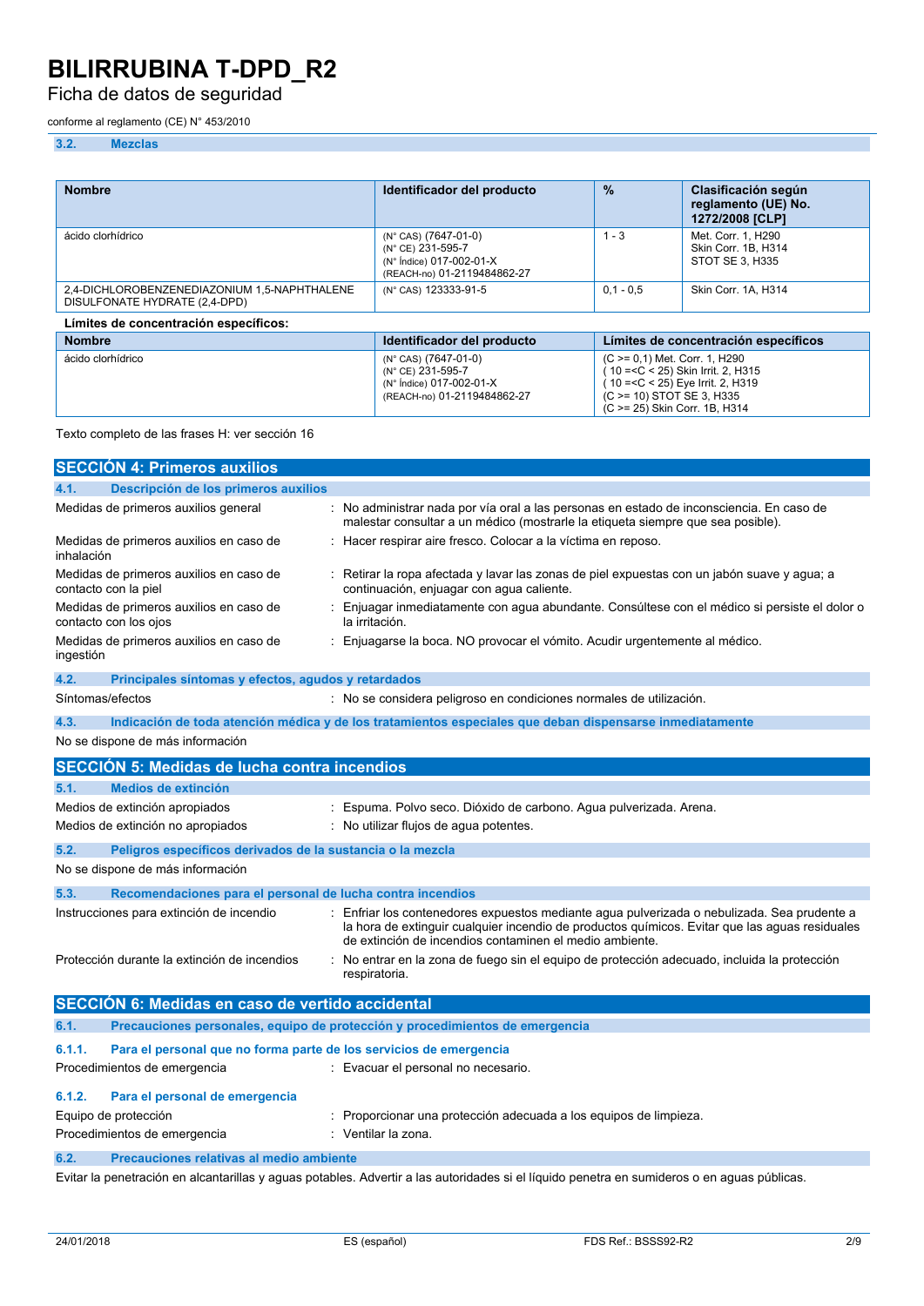# BILIRRUBINA T-DPD_R2

Ficha de datos de seguridad

conforme al reglamento (CE) N° 453/2010

### 3.2. Mezclas

| Nombre | Identificador del producto | % | Clasificación según reglamento (UE) No. 1272/2008 [CLP] |
|---|---|---|---|
| ácido clorhídrico | (N° CAS) (7647-01-0)<br>(N° CE) 231-595-7<br>(N° Índice) 017-002-01-X<br>(REACH-no) 01-2119484862-27 | 1 - 3 | Met. Corr. 1, H290<br>Skin Corr. 1B, H314<br>STOT SE 3, H335 |
| 2,4-DICHLOROBENZENEDIAZONIUM 1,5-NAPHTHALENE DISULFONATE HYDRATE (2,4-DPD) | (N° CAS) 123333-91-5 | 0,1 - 0,5 | Skin Corr. 1A, H314 |

**Límites de concentración específicos:**

| Nombre | Identificador del producto | Límites de concentración específicos |
|---|---|---|
| ácido clorhídrico | (N° CAS) (7647-01-0)<br>(N° CE) 231-595-7<br>(N° Índice) 017-002-01-X<br>(REACH-no) 01-2119484862-27 | (C >= 0,1) Met. Corr. 1, H290<br>( 10 =<C < 25) Skin Irrit. 2, H315<br>( 10 =<C < 25) Eye Irrit. 2, H319<br>(C >= 10) STOT SE 3, H335<br>(C >= 25) Skin Corr. 1B, H314 |

Texto completo de las frases H: ver sección 16

## SECCIÓN 4: Primeros auxilios

### 4.1. Descripción de los primeros auxilios

Medidas de primeros auxilios general : No administrar nada por vía oral a las personas en estado de inconsciencia. En caso de malestar consultar a un médico (mostrarle la etiqueta siempre que sea posible).

Medidas de primeros auxilios en caso de inhalación : Hacer respirar aire fresco. Colocar a la víctima en reposo.

Medidas de primeros auxilios en caso de contacto con la piel : Retirar la ropa afectada y lavar las zonas de piel expuestas con un jabón suave y agua; a continuación, enjuagar con agua caliente.

Medidas de primeros auxilios en caso de contacto con los ojos : Enjuagar inmediatamente con agua abundante. Consúltese con el médico si persiste el dolor o la irritación.

Medidas de primeros auxilios en caso de ingestión : Enjuagarse la boca. NO provocar el vómito. Acudir urgentemente al médico.

### 4.2. Principales síntomas y efectos, agudos y retardados

Síntomas/efectos : No se considera peligroso en condiciones normales de utilización.

### 4.3. Indicación de toda atención médica y de los tratamientos especiales que deban dispensarse inmediatamente

No se dispone de más información

## SECCIÓN 5: Medidas de lucha contra incendios

### 5.1. Medios de extinción

Medios de extinción apropiados : Espuma. Polvo seco. Dióxido de carbono. Agua pulverizada. Arena.

Medios de extinción no apropiados : No utilizar flujos de agua potentes.

### 5.2. Peligros específicos derivados de la sustancia o la mezcla

No se dispone de más información

### 5.3. Recomendaciones para el personal de lucha contra incendios

Instrucciones para extinción de incendio : Enfriar los contenedores expuestos mediante agua pulverizada o nebulizada. Sea prudente a la hora de extinguir cualquier incendio de productos químicos. Evitar que las aguas residuales de extinción de incendios contaminen el medio ambiente.

Protección durante la extinción de incendios : No entrar en la zona de fuego sin el equipo de protección adecuado, incluida la protección respiratoria.

## SECCIÓN 6: Medidas en caso de vertido accidental

### 6.1. Precauciones personales, equipo de protección y procedimientos de emergencia

#### 6.1.1. Para el personal que no forma parte de los servicios de emergencia

Procedimientos de emergencia : Evacuar el personal no necesario.

#### 6.1.2. Para el personal de emergencia

Equipo de protección : Proporcionar una protección adecuada a los equipos de limpieza.

Procedimientos de emergencia : Ventilar la zona.

### 6.2. Precauciones relativas al medio ambiente

Evitar la penetración en alcantarillas y aguas potables. Advertir a las autoridades si el líquido penetra en sumideros o en aguas públicas.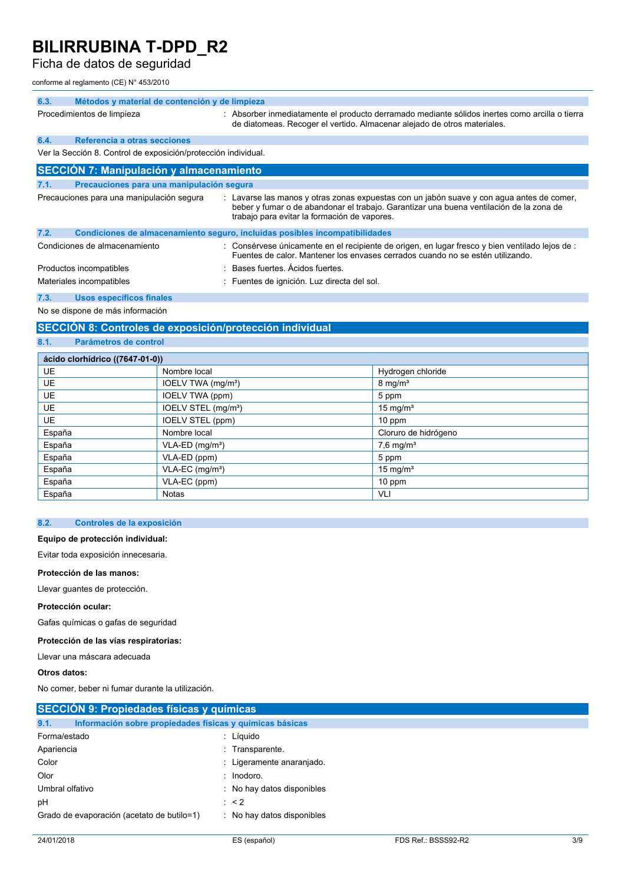### 6.3. Métodos y material de contención y de limpieza

Procedimientos de limpieza : Absorber inmediatamente el producto derramado mediante sólidos inertes como arcilla o tierra de diatomeas. Recoger el vertido. Almacenar alejado de otros materiales.

### 6.4. Referencia a otras secciones

Ver la Sección 8. Control de exposición/protección individual.

## SECCIÓN 7: Manipulación y almacenamiento

### 7.1. Precauciones para una manipulación segura

Precauciones para una manipulación segura : Lavarse las manos y otras zonas expuestas con un jabón suave y con agua antes de comer, beber y fumar o de abandonar el trabajo. Garantizar una buena ventilación de la zona de trabajo para evitar la formación de vapores.

### 7.2. Condiciones de almacenamiento seguro, incluidas posibles incompatibilidades

Condiciones de almacenamiento : Consérvese únicamente en el recipiente de origen, en lugar fresco y bien ventilado lejos de : Fuentes de calor. Mantener los envases cerrados cuando no se estén utilizando.

Productos incompatibles : Bases fuertes. Ácidos fuertes.

Materiales incompatibles : Fuentes de ignición. Luz directa del sol.

### 7.3. Usos específicos finales

No se dispone de más información

## SECCIÓN 8: Controles de exposición/protección individual

### 8.1. Parámetros de control

| ácido clorhídrico ((7647-01-0)) | | |
|---|---|---|
| UE | Nombre local | Hydrogen chloride |
| UE | IOELV TWA (mg/m³) | 8 mg/m³ |
| UE | IOELV TWA (ppm) | 5 ppm |
| UE | IOELV STEL (mg/m³) | 15 mg/m³ |
| UE | IOELV STEL (ppm) | 10 ppm |
| España | Nombre local | Cloruro de hidrógeno |
| España | VLA-ED (mg/m³) | 7,6 mg/m³ |
| España | VLA-ED (ppm) | 5 ppm |
| España | VLA-EC (mg/m³) | 15 mg/m³ |
| España | VLA-EC (ppm) | 10 ppm |
| España | Notas | VLI |

### 8.2. Controles de la exposición

**Equipo de protección individual:**

Evitar toda exposición innecesaria.

**Protección de las manos:**

Llevar guantes de protección.

**Protección ocular:**

Gafas químicas o gafas de seguridad

**Protección de las vías respiratorias:**

Llevar una máscara adecuada

**Otros datos:**

No comer, beber ni fumar durante la utilización.

## SECCIÓN 9: Propiedades físicas y químicas

### 9.1. Información sobre propiedades físicas y químicas básicas

Forma/estado : Líquido

Apariencia : Transparente.

Color : Ligeramente anaranjado.

Olor : Inodoro.

Umbral olfativo : No hay datos disponibles

pH : < 2

Grado de evaporación (acetato de butilo=1) : No hay datos disponibles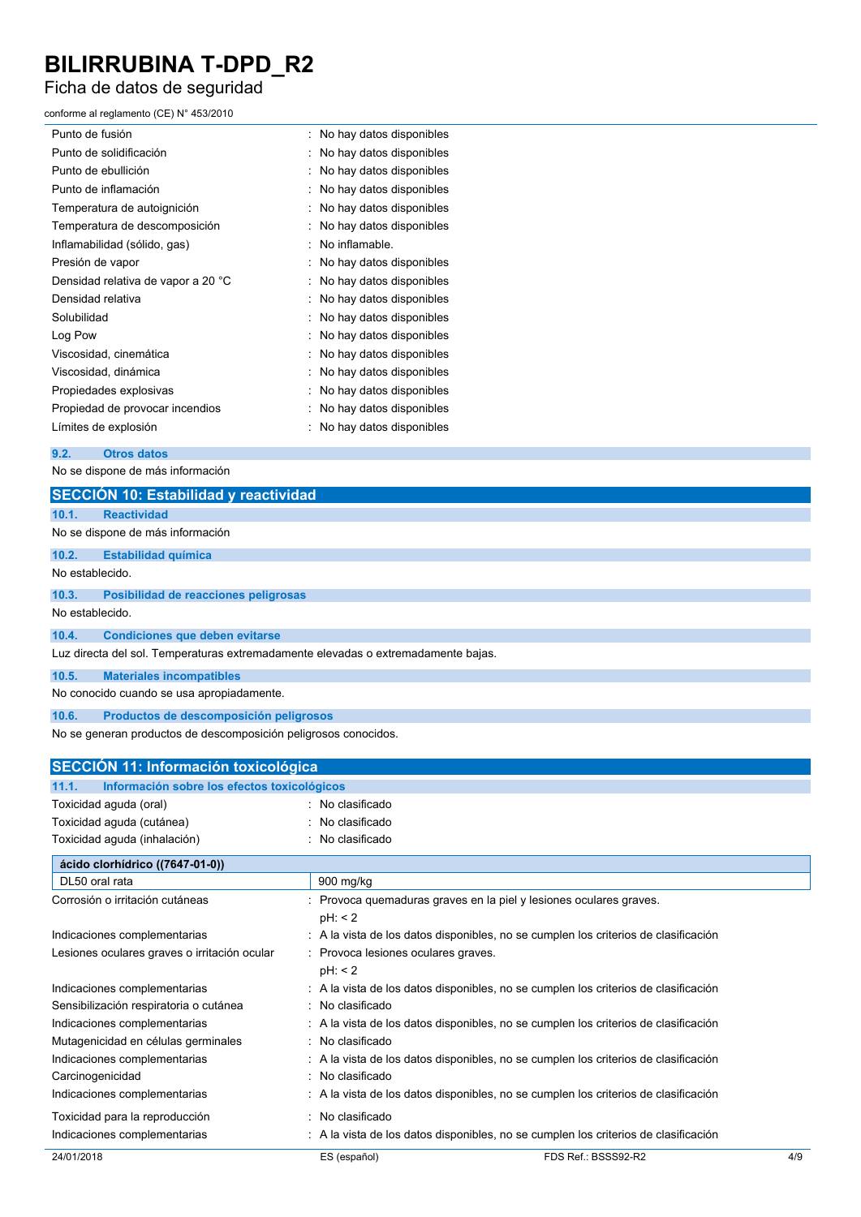| | |
|---|---|
| Punto de fusión | : No hay datos disponibles |
| Punto de solidificación | : No hay datos disponibles |
| Punto de ebullición | : No hay datos disponibles |
| Punto de inflamación | : No hay datos disponibles |
| Temperatura de autoignición | : No hay datos disponibles |
| Temperatura de descomposición | : No hay datos disponibles |
| Inflamabilidad (sólido, gas) | : No inflamable. |
| Presión de vapor | : No hay datos disponibles |
| Densidad relativa de vapor a 20 °C | : No hay datos disponibles |
| Densidad relativa | : No hay datos disponibles |
| Solubilidad | : No hay datos disponibles |
| Log Pow | : No hay datos disponibles |
| Viscosidad, cinemática | : No hay datos disponibles |
| Viscosidad, dinámica | : No hay datos disponibles |
| Propiedades explosivas | : No hay datos disponibles |
| Propiedad de provocar incendios | : No hay datos disponibles |
| Límites de explosión | : No hay datos disponibles |

### 9.2. Otros datos

No se dispone de más información

## SECCIÓN 10: Estabilidad y reactividad

### 10.1. Reactividad

No se dispone de más información

### 10.2. Estabilidad química

No establecido.

### 10.3. Posibilidad de reacciones peligrosas

No establecido.

### 10.4. Condiciones que deben evitarse

Luz directa del sol. Temperaturas extremadamente elevadas o extremadamente bajas.

### 10.5. Materiales incompatibles

No conocido cuando se usa apropiadamente.

### 10.6. Productos de descomposición peligrosos

No se generan productos de descomposición peligrosos conocidos.

## SECCIÓN 11: Información toxicológica

### 11.1. Información sobre los efectos toxicológicos

| | |
|---|---|
| Toxicidad aguda (oral) | : No clasificado |
| Toxicidad aguda (cutánea) | : No clasificado |
| Toxicidad aguda (inhalación) | : No clasificado |

| **ácido clorhídrico ((7647-01-0))** | |
|---|---|
| DL50 oral rata | 900 mg/kg |

| | |
|---|---|
| Corrosión o irritación cutáneas | : Provoca quemaduras graves en la piel y lesiones oculares graves. pH: < 2 |
| Indicaciones complementarias | : A la vista de los datos disponibles, no se cumplen los criterios de clasificación |
| Lesiones oculares graves o irritación ocular | : Provoca lesiones oculares graves. pH: < 2 |
| Indicaciones complementarias | : A la vista de los datos disponibles, no se cumplen los criterios de clasificación |
| Sensibilización respiratoria o cutánea | : No clasificado |
| Indicaciones complementarias | : A la vista de los datos disponibles, no se cumplen los criterios de clasificación |
| Mutagenicidad en células germinales | : No clasificado |
| Indicaciones complementarias | : A la vista de los datos disponibles, no se cumplen los criterios de clasificación |
| Carcinogenicidad | : No clasificado |
| Indicaciones complementarias | : A la vista de los datos disponibles, no se cumplen los criterios de clasificación |
| Toxicidad para la reproducción | : No clasificado |
| Indicaciones complementarias | : A la vista de los datos disponibles, no se cumplen los criterios de clasificación |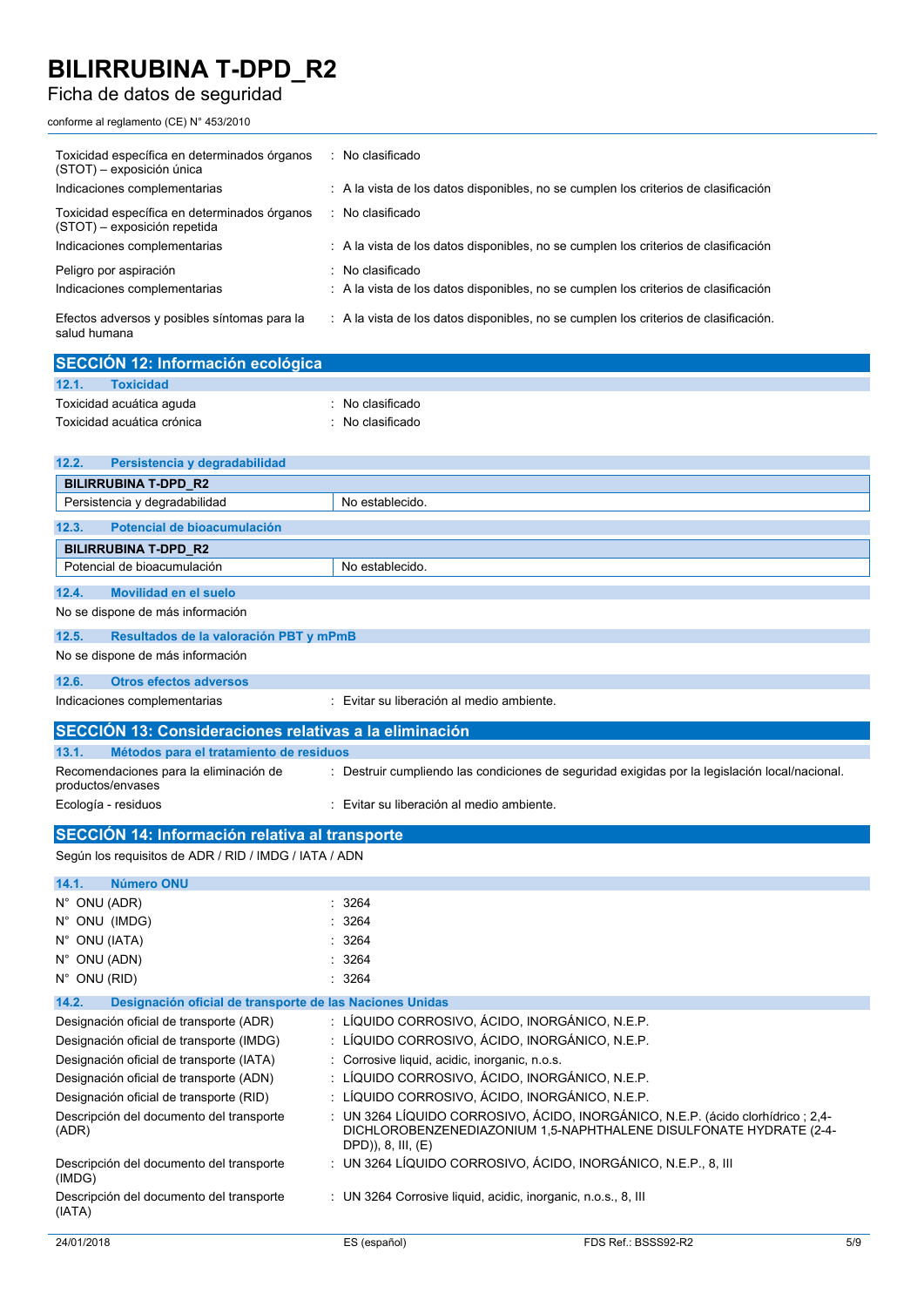| | |
|---|---|
| Toxicidad específica en determinados órganos (STOT) – exposición única | : No clasificado |
| Indicaciones complementarias | : A la vista de los datos disponibles, no se cumplen los criterios de clasificación |
| Toxicidad específica en determinados órganos (STOT) – exposición repetida | : No clasificado |
| Indicaciones complementarias | : A la vista de los datos disponibles, no se cumplen los criterios de clasificación |
| Peligro por aspiración | : No clasificado |
| Indicaciones complementarias | : A la vista de los datos disponibles, no se cumplen los criterios de clasificación |
| Efectos adversos y posibles síntomas para la salud humana | : A la vista de los datos disponibles, no se cumplen los criterios de clasificación. |

## SECCIÓN 12: Información ecológica

### 12.1. Toxicidad

| | |
|---|---|
| Toxicidad acuática aguda | : No clasificado |
| Toxicidad acuática crónica | : No clasificado |

### 12.2. Persistencia y degradabilidad

| BILIRRUBINA T-DPD_R2 | |
|---|---|
| Persistencia y degradabilidad | No establecido. |

### 12.3. Potencial de bioacumulación

| BILIRRUBINA T-DPD_R2 | |
|---|---|
| Potencial de bioacumulación | No establecido. |

### 12.4. Movilidad en el suelo

No se dispone de más información

### 12.5. Resultados de la valoración PBT y mPmB

No se dispone de más información

### 12.6. Otros efectos adversos

| | |
|---|---|
| Indicaciones complementarias | : Evitar su liberación al medio ambiente. |

## SECCIÓN 13: Consideraciones relativas a la eliminación

### 13.1. Métodos para el tratamiento de residuos

| | |
|---|---|
| Recomendaciones para la eliminación de productos/envases | : Destruir cumpliendo las condiciones de seguridad exigidas por la legislación local/nacional. |
| Ecología - residuos | : Evitar su liberación al medio ambiente. |

## SECCIÓN 14: Información relativa al transporte

Según los requisitos de ADR / RID / IMDG / IATA / ADN

### 14.1. Número ONU

| | |
|---|---|
| N° ONU (ADR) | : 3264 |
| N° ONU (IMDG) | : 3264 |
| N° ONU (IATA) | : 3264 |
| N° ONU (ADN) | : 3264 |
| N° ONU (RID) | : 3264 |

### 14.2. Designación oficial de transporte de las Naciones Unidas

| | |
|---|---|
| Designación oficial de transporte (ADR) | : LÍQUIDO CORROSIVO, ÁCIDO, INORGÁNICO, N.E.P. |
| Designación oficial de transporte (IMDG) | : LÍQUIDO CORROSIVO, ÁCIDO, INORGÁNICO, N.E.P. |
| Designación oficial de transporte (IATA) | : Corrosive liquid, acidic, inorganic, n.o.s. |
| Designación oficial de transporte (ADN) | : LÍQUIDO CORROSIVO, ÁCIDO, INORGÁNICO, N.E.P. |
| Designación oficial de transporte (RID) | : LÍQUIDO CORROSIVO, ÁCIDO, INORGÁNICO, N.E.P. |
| Descripción del documento del transporte (ADR) | : UN 3264 LÍQUIDO CORROSIVO, ÁCIDO, INORGÁNICO, N.E.P. (ácido clorhídrico ; 2,4-DICHLOROBENZENEDIAZONIUM 1,5-NAPHTHALENE DISULFONATE HYDRATE (2-4-DPD)), 8, III, (E) |
| Descripción del documento del transporte (IMDG) | : UN 3264 LÍQUIDO CORROSIVO, ÁCIDO, INORGÁNICO, N.E.P., 8, III |
| Descripción del documento del transporte (IATA) | : UN 3264 Corrosive liquid, acidic, inorganic, n.o.s., 8, III |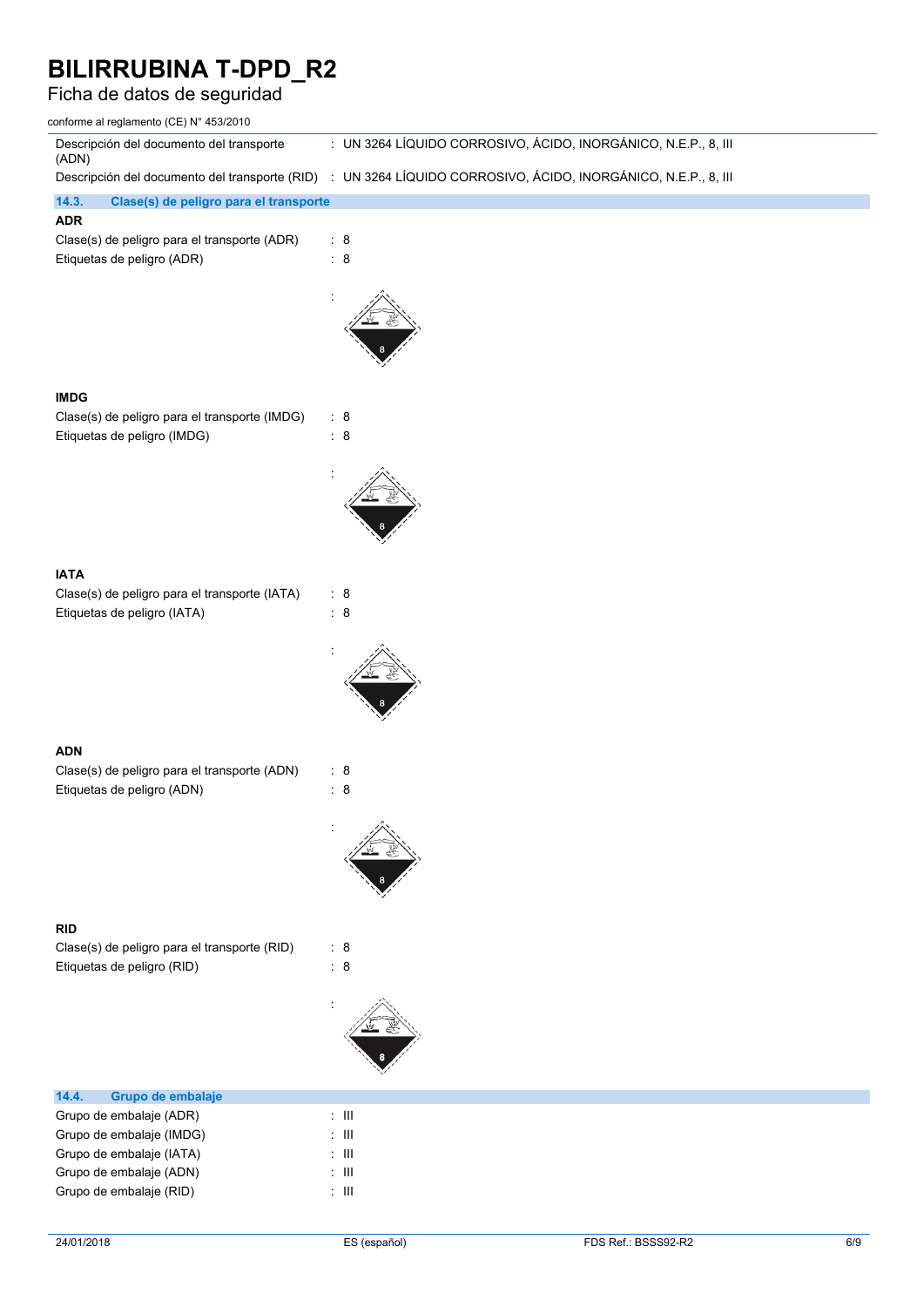| | |
|---|---|
| Descripción del documento del transporte (ADN) | : UN 3264 LÍQUIDO CORROSIVO, ÁCIDO, INORGÁNICO, N.E.P., 8, III |
| Descripción del documento del transporte (RID) | : UN 3264 LÍQUIDO CORROSIVO, ÁCIDO, INORGÁNICO, N.E.P., 8, III |

### 14.3. Clase(s) de peligro para el transporte

**ADR**

| | |
|---|---|
| Clase(s) de peligro para el transporte (ADR) | : 8 |
| Etiquetas de peligro (ADR) | : 8 |

**IMDG**

| | |
|---|---|
| Clase(s) de peligro para el transporte (IMDG) | : 8 |
| Etiquetas de peligro (IMDG) | : 8 |

**IATA**

| | |
|---|---|
| Clase(s) de peligro para el transporte (IATA) | : 8 |
| Etiquetas de peligro (IATA) | : 8 |

**ADN**

| | |
|---|---|
| Clase(s) de peligro para el transporte (ADN) | : 8 |
| Etiquetas de peligro (ADN) | : 8 |

**RID**

| | |
|---|---|
| Clase(s) de peligro para el transporte (RID) | : 8 |
| Etiquetas de peligro (RID) | : 8 |

### 14.4. Grupo de embalaje

| | |
|---|---|
| Grupo de embalaje (ADR) | : III |
| Grupo de embalaje (IMDG) | : III |
| Grupo de embalaje (IATA) | : III |
| Grupo de embalaje (ADN) | : III |
| Grupo de embalaje (RID) | : III |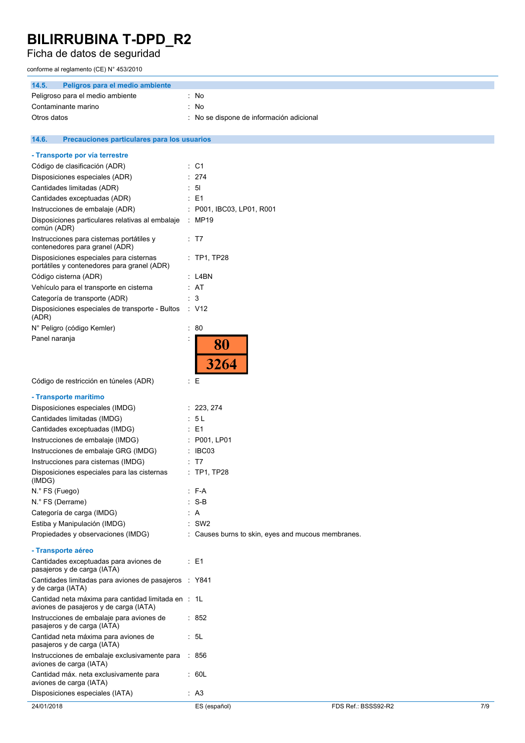#### 14.5. Peligros para el medio ambiente

Peligroso para el medio ambiente : No
Contaminante marino : No
Otros datos : No se dispone de información adicional

#### 14.6. Precauciones particulares para los usuarios

**- Transporte por vía terrestre**

| | |
|---|---|
| Código de clasificación (ADR) | : C1 |
| Disposiciones especiales (ADR) | : 274 |
| Cantidades limitadas (ADR) | : 5l |
| Cantidades exceptuadas (ADR) | : E1 |
| Instrucciones de embalaje (ADR) | : P001, IBC03, LP01, R001 |
| Disposiciones particulares relativas al embalaje común (ADR) | : MP19 |
| Instrucciones para cisternas portátiles y contenedores para granel (ADR) | : T7 |
| Disposiciones especiales para cisternas portátiles y contenedores para granel (ADR) | : TP1, TP28 |
| Código cisterna (ADR) | : L4BN |
| Vehículo para el transporte en cisterna | : AT |
| Categoría de transporte (ADR) | : 3 |
| Disposiciones especiales de transporte - Bultos (ADR) | : V12 |
| N° Peligro (código Kemler) | : 80 |
| Panel naranja | : 80 / 3264 |
| Código de restricción en túneles (ADR) | : E |

**- Transporte marítimo**

| | |
|---|---|
| Disposiciones especiales (IMDG) | : 223, 274 |
| Cantidades limitadas (IMDG) | : 5 L |
| Cantidades exceptuadas (IMDG) | : E1 |
| Instrucciones de embalaje (IMDG) | : P001, LP01 |
| Instrucciones de embalaje GRG (IMDG) | : IBC03 |
| Instrucciones para cisternas (IMDG) | : T7 |
| Disposiciones especiales para las cisternas (IMDG) | : TP1, TP28 |
| N.° FS (Fuego) | : F-A |
| N.° FS (Derrame) | : S-B |
| Categoría de carga (IMDG) | : A |
| Estiba y Manipulación (IMDG) | : SW2 |
| Propiedades y observaciones (IMDG) | : Causes burns to skin, eyes and mucous membranes. |

**- Transporte aéreo**

| | |
|---|---|
| Cantidades exceptuadas para aviones de pasajeros y de carga (IATA) | : E1 |
| Cantidades limitadas para aviones de pasajeros y de carga (IATA) | : Y841 |
| Cantidad neta máxima para cantidad limitada en aviones de pasajeros y de carga (IATA) | : 1L |
| Instrucciones de embalaje para aviones de pasajeros y de carga (IATA) | : 852 |
| Cantidad neta máxima para aviones de pasajeros y de carga (IATA) | : 5L |
| Instrucciones de embalaje exclusivamente para aviones de carga (IATA) | : 856 |
| Cantidad máx. neta exclusivamente para aviones de carga (IATA) | : 60L |
| Disposiciones especiales (IATA) | : A3 |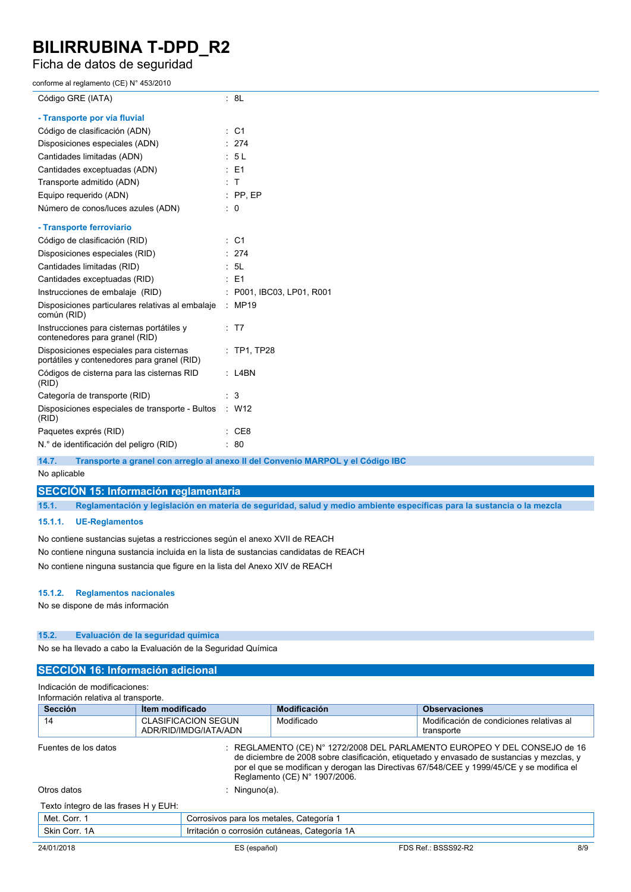| | |
|---|---|
| Código GRE (IATA) | : 8L |

**- Transporte por vía fluvial**

| | |
|---|---|
| Código de clasificación (ADN) | : C1 |
| Disposiciones especiales (ADN) | : 274 |
| Cantidades limitadas (ADN) | : 5 L |
| Cantidades exceptuadas (ADN) | : E1 |
| Transporte admitido (ADN) | : T |
| Equipo requerido (ADN) | : PP, EP |
| Número de conos/luces azules (ADN) | : 0 |

**- Transporte ferroviario**

| | |
|---|---|
| Código de clasificación (RID) | : C1 |
| Disposiciones especiales (RID) | : 274 |
| Cantidades limitadas (RID) | : 5L |
| Cantidades exceptuadas (RID) | : E1 |
| Instrucciones de embalaje (RID) | : P001, IBC03, LP01, R001 |
| Disposiciones particulares relativas al embalaje común (RID) | : MP19 |
| Instrucciones para cisternas portátiles y contenedores para granel (RID) | : T7 |
| Disposiciones especiales para cisternas portátiles y contenedores para granel (RID) | : TP1, TP28 |
| Códigos de cisterna para las cisternas RID (RID) | : L4BN |
| Categoría de transporte (RID) | : 3 |
| Disposiciones especiales de transporte - Bultos (RID) | : W12 |
| Paquetes exprés (RID) | : CE8 |
| N.° de identificación del peligro (RID) | : 80 |

### 14.7. Transporte a granel con arreglo al anexo II del Convenio MARPOL y el Código IBC

No aplicable

## SECCIÓN 15: Información reglamentaria

### 15.1. Reglamentación y legislación en materia de seguridad, salud y medio ambiente específicas para la sustancia o la mezcla

#### 15.1.1. UE-Reglamentos

No contiene sustancias sujetas a restricciones según el anexo XVII de REACH

No contiene ninguna sustancia incluida en la lista de sustancias candidatas de REACH

No contiene ninguna sustancia que figure en la lista del Anexo XIV de REACH

#### 15.1.2. Reglamentos nacionales

No se dispone de más información

### 15.2. Evaluación de la seguridad química

No se ha llevado a cabo la Evaluación de la Seguridad Química

## SECCIÓN 16: Información adicional

Indicación de modificaciones:

Información relativa al transporte.

| Sección | Ítem modificado | Modificación | Observaciones |
|---|---|---|---|
| 14 | CLASIFICACION SEGUN ADR/RID/IMDG/IATA/ADN | Modificado | Modificación de condiciones relativas al transporte |

| | |
|---|---|
| Fuentes de los datos | : REGLAMENTO (CE) N° 1272/2008 DEL PARLAMENTO EUROPEO Y DEL CONSEJO de 16 de diciembre de 2008 sobre clasificación, etiquetado y envasado de sustancias y mezclas, y por el que se modifican y derogan las Directivas 67/548/CEE y 1999/45/CE y se modifica el Reglamento (CE) N° 1907/2006. |
| Otros datos | : Ninguno(a). |

Texto íntegro de las frases H y EUH:

| | |
|---|---|
| Met. Corr. 1 | Corrosivos para los metales, Categoría 1 |
| Skin Corr. 1A | Irritación o corrosión cutáneas, Categoría 1A |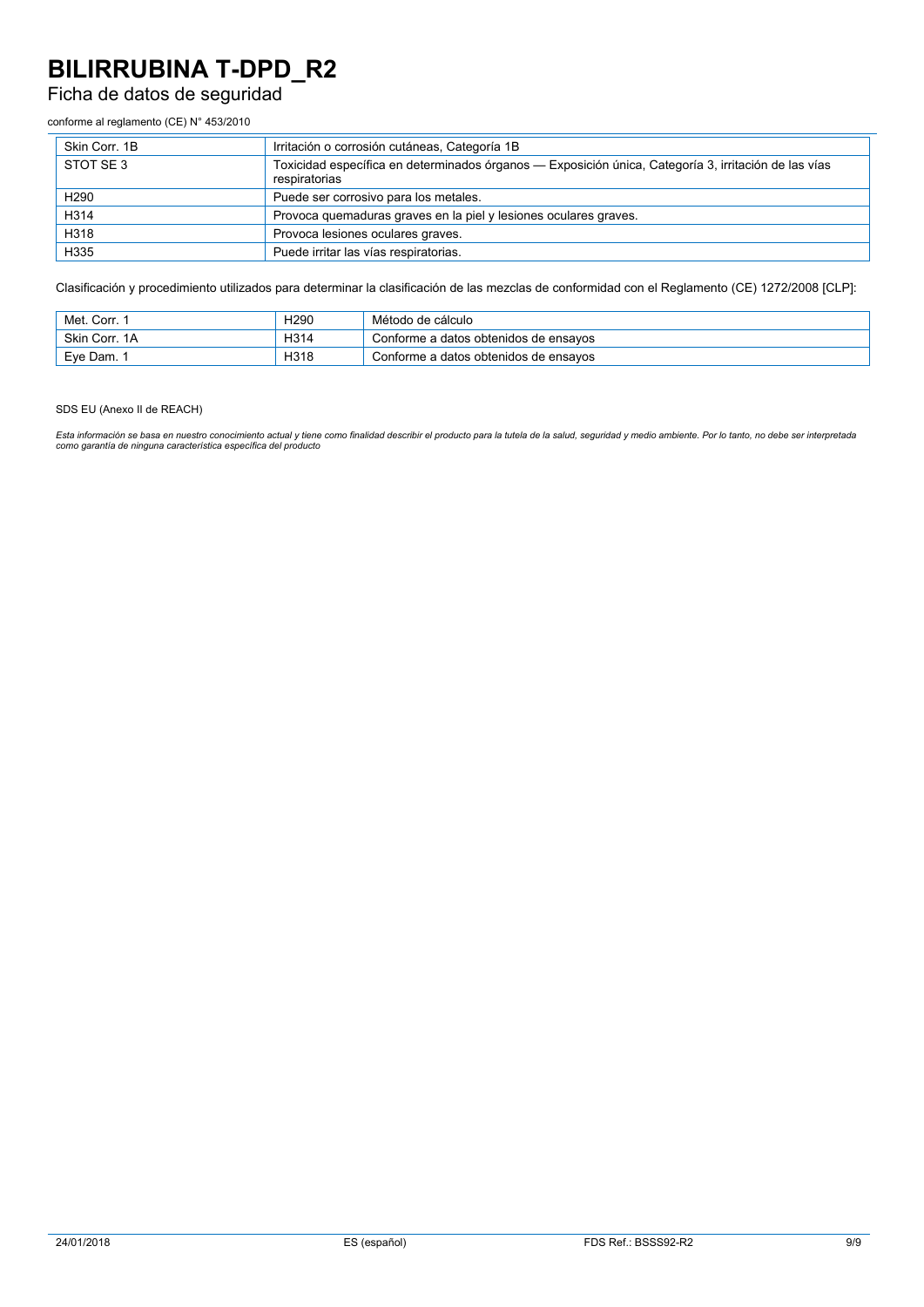| | |
|---|---|
| Skin Corr. 1B | Irritación o corrosión cutáneas, Categoría 1B |
| STOT SE 3 | Toxicidad específica en determinados órganos — Exposición única, Categoría 3, irritación de las vías respiratorias |
| H290 | Puede ser corrosivo para los metales. |
| H314 | Provoca quemaduras graves en la piel y lesiones oculares graves. |
| H318 | Provoca lesiones oculares graves. |
| H335 | Puede irritar las vías respiratorias. |

Clasificación y procedimiento utilizados para determinar la clasificación de las mezclas de conformidad con el Reglamento (CE) 1272/2008 [CLP]:

| | | |
|---|---|---|
| Met. Corr. 1 | H290 | Método de cálculo |
| Skin Corr. 1A | H314 | Conforme a datos obtenidos de ensayos |
| Eye Dam. 1 | H318 | Conforme a datos obtenidos de ensayos |

SDS EU (Anexo II de REACH)

*Esta información se basa en nuestro conocimiento actual y tiene como finalidad describir el producto para la tutela de la salud, seguridad y medio ambiente. Por lo tanto, no debe ser interpretada como garantía de ninguna característica específica del producto*